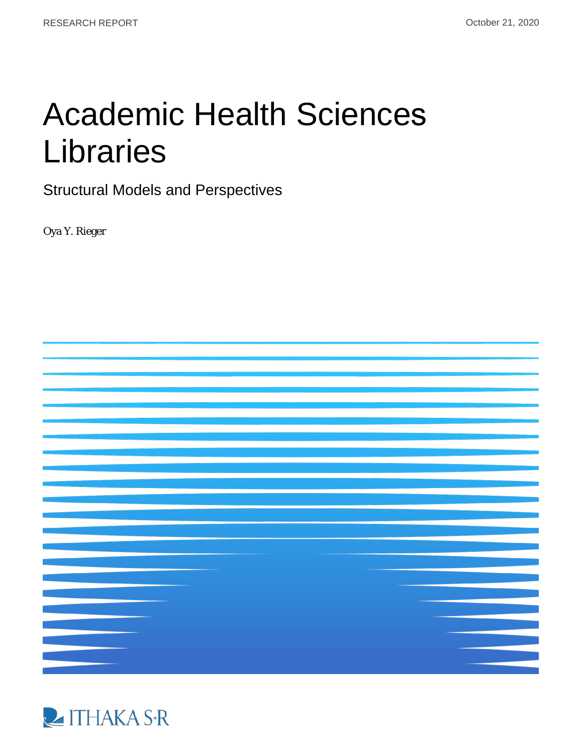RESEARCH REPORT

October 21, 2020

# Academic Health Sciences Libraries

## Structural Models and Perspectives

*Oya Y. Rieger*

ITHAKA S+R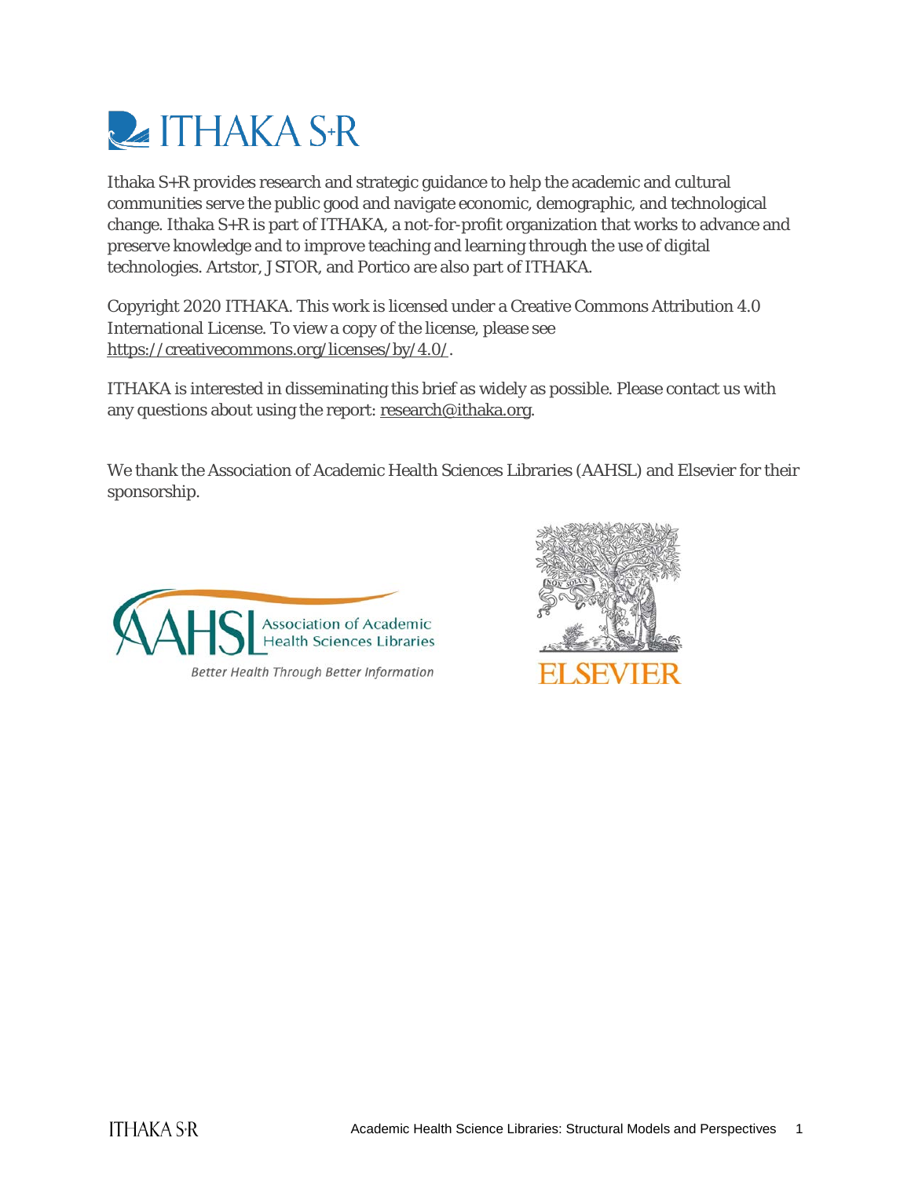Ithaka S+R provides research and strategic guidance to help the academic and cultural communities serve the public good and navigate economic, demographic, and technological change. Ithaka S+R is part of ITHAKA, a not-for-profit organization that works to advance and preserve knowledge and to improve teaching and learning through the use of digital technologies. Artstor, JSTOR, and Portico are also part of ITHAKA.

Copyright 2020 ITHAKA. This work is licensed under a Creative Commons Attribution 4.0 International License. To view a copy of the license, please see https://creativecommons.org/licenses/by/4.0/.

ITHAKA is interested in disseminating this brief as widely as possible. Please contact us with any questions about using the report: research@ithaka.org.

We thank the Association of Academic Health Sciences Libraries (AAHSL) and Elsevier for their sponsorship.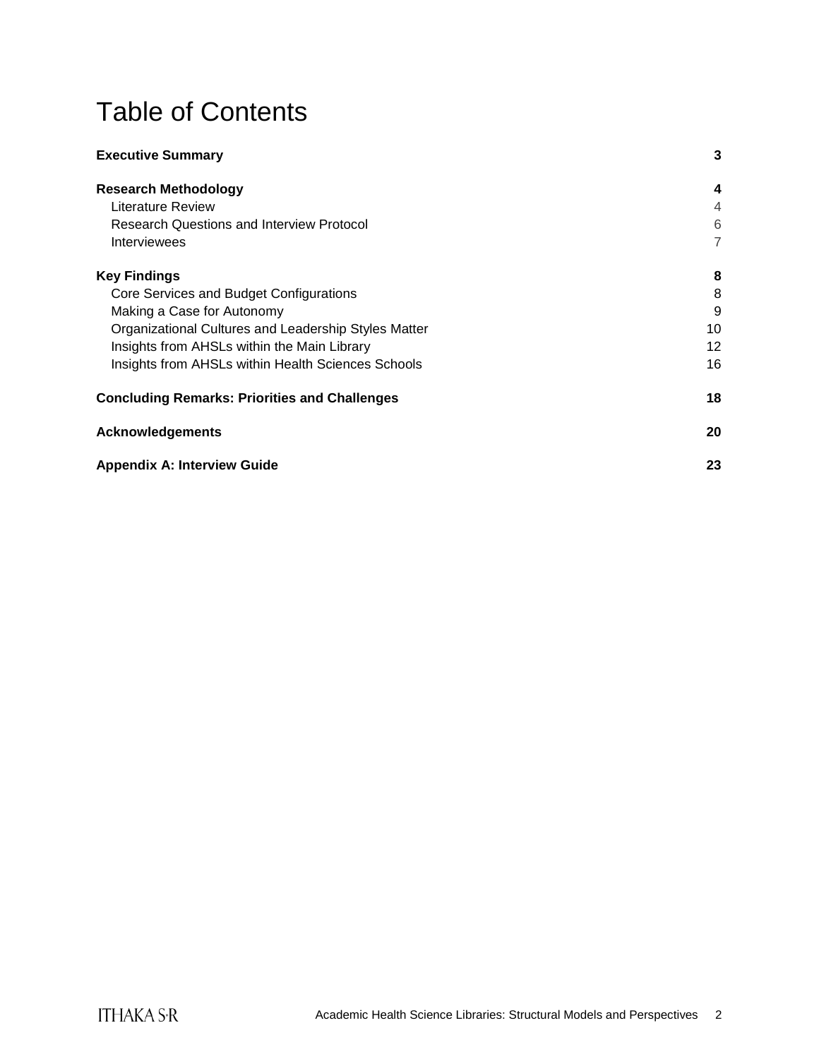# Table of Contents

**Executive Summary** 3

**Research Methodology** 4

- Literature Review 4
- Research Questions and Interview Protocol 6
- Interviewees 7

**Key Findings** 8

- Core Services and Budget Configurations 8
- Making a Case for Autonomy 9
- Organizational Cultures and Leadership Styles Matter 10
- Insights from AHSLs within the Main Library 12
- Insights from AHSLs within Health Sciences Schools 16

**Concluding Remarks: Priorities and Challenges** 18

**Acknowledgements** 20

**Appendix A: Interview Guide** 23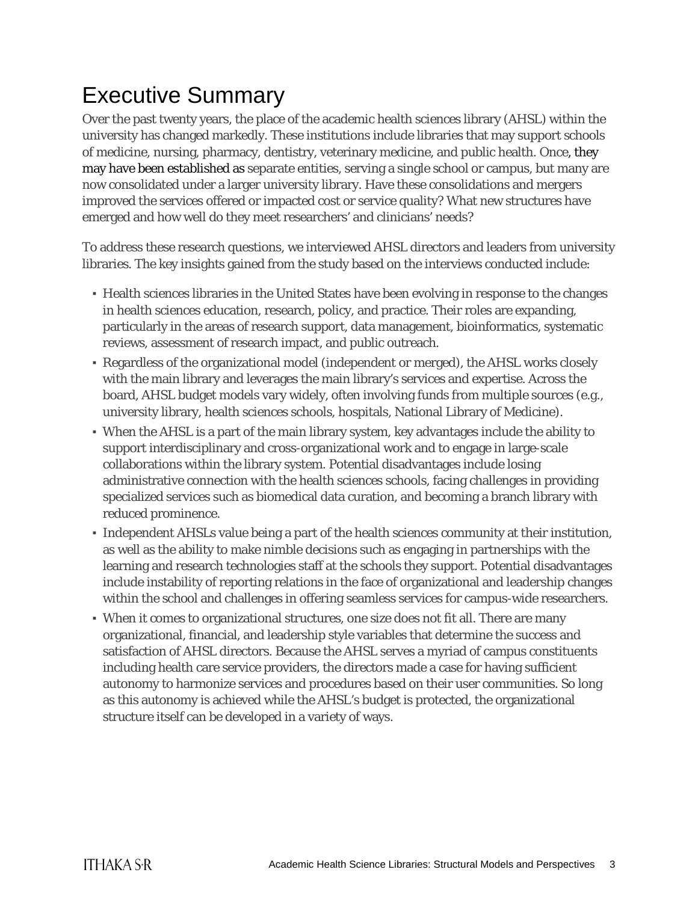# Executive Summary

Over the past twenty years, the place of the academic health sciences library (AHSL) within the university has changed markedly. These institutions include libraries that may support schools of medicine, nursing, pharmacy, dentistry, veterinary medicine, and public health. Once, they may have been established as separate entities, serving a single school or campus, but many are now consolidated under a larger university library. Have these consolidations and mergers improved the services offered or impacted cost or service quality? What new structures have emerged and how well do they meet researchers' and clinicians' needs?

To address these research questions, we interviewed AHSL directors and leaders from university libraries. The key insights gained from the study based on the interviews conducted include:

- Health sciences libraries in the United States have been evolving in response to the changes in health sciences education, research, policy, and practice. Their roles are expanding, particularly in the areas of research support, data management, bioinformatics, systematic reviews, assessment of research impact, and public outreach.
- Regardless of the organizational model (independent or merged), the AHSL works closely with the main library and leverages the main library's services and expertise. Across the board, AHSL budget models vary widely, often involving funds from multiple sources (e.g., university library, health sciences schools, hospitals, National Library of Medicine).
- When the AHSL is a part of the main library system, key advantages include the ability to support interdisciplinary and cross-organizational work and to engage in large-scale collaborations within the library system. Potential disadvantages include losing administrative connection with the health sciences schools, facing challenges in providing specialized services such as biomedical data curation, and becoming a branch library with reduced prominence.
- Independent AHSLs value being a part of the health sciences community at their institution, as well as the ability to make nimble decisions such as engaging in partnerships with the learning and research technologies staff at the schools they support. Potential disadvantages include instability of reporting relations in the face of organizational and leadership changes within the school and challenges in offering seamless services for campus-wide researchers.
- When it comes to organizational structures, one size does not fit all. There are many organizational, financial, and leadership style variables that determine the success and satisfaction of AHSL directors. Because the AHSL serves a myriad of campus constituents including health care service providers, the directors made a case for having sufficient autonomy to harmonize services and procedures based on their user communities. So long as this autonomy is achieved while the AHSL's budget is protected, the organizational structure itself can be developed in a variety of ways.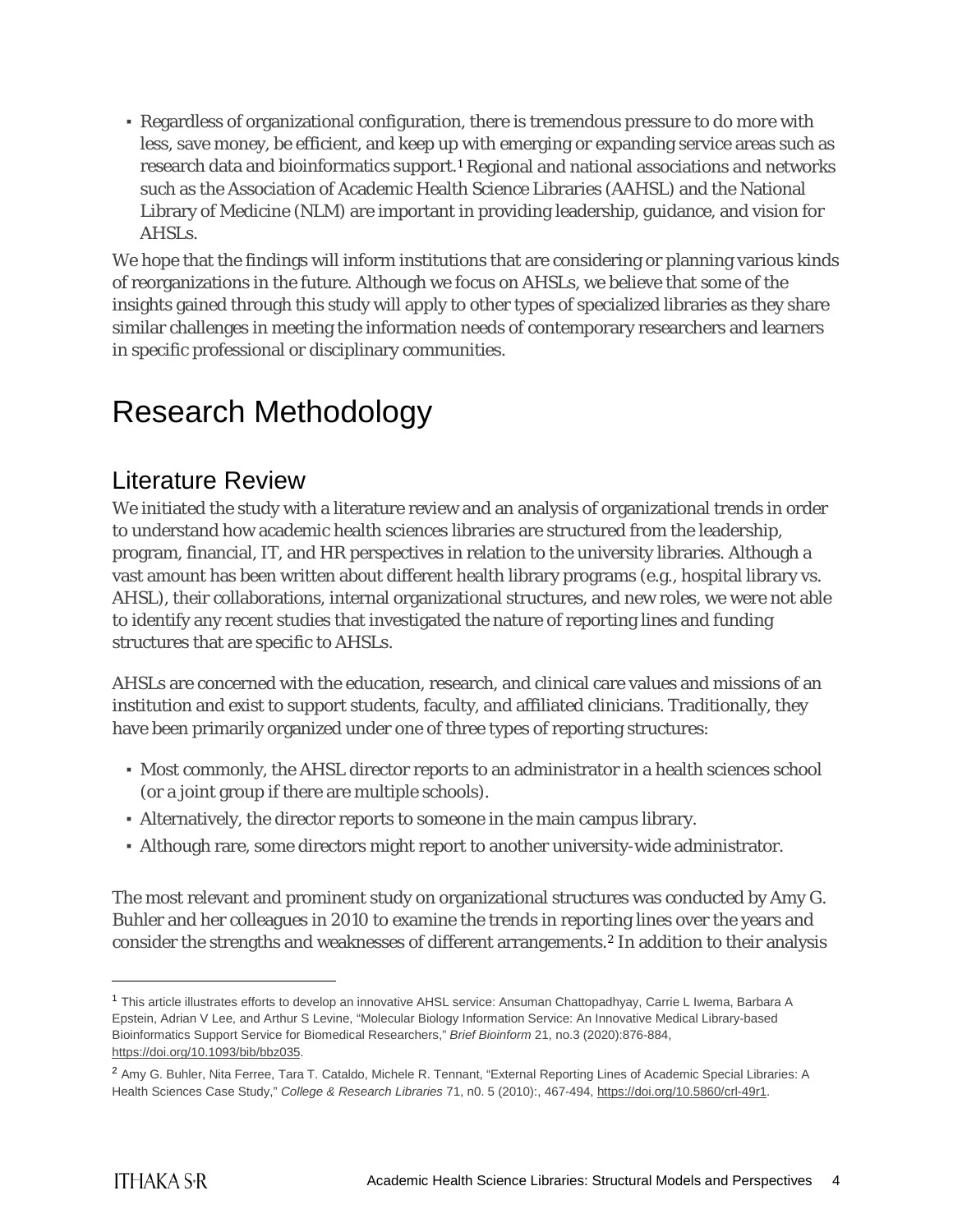- Regardless of organizational configuration, there is tremendous pressure to do more with less, save money, be efficient, and keep up with emerging or expanding service areas such as research data and bioinformatics support.[1] Regional and national associations and networks such as the Association of Academic Health Science Libraries (AAHSL) and the National Library of Medicine (NLM) are important in providing leadership, guidance, and vision for AHSLs.

We hope that the findings will inform institutions that are considering or planning various kinds of reorganizations in the future. Although we focus on AHSLs, we believe that some of the insights gained through this study will apply to other types of specialized libraries as they share similar challenges in meeting the information needs of contemporary researchers and learners in specific professional or disciplinary communities.

# Research Methodology

## Literature Review

We initiated the study with a literature review and an analysis of organizational trends in order to understand how academic health sciences libraries are structured from the leadership, program, financial, IT, and HR perspectives in relation to the university libraries. Although a vast amount has been written about different health library programs (e.g., hospital library vs. AHSL), their collaborations, internal organizational structures, and new roles, we were not able to identify any recent studies that investigated the nature of reporting lines and funding structures that are specific to AHSLs.

AHSLs are concerned with the education, research, and clinical care values and missions of an institution and exist to support students, faculty, and affiliated clinicians. Traditionally, they have been primarily organized under one of three types of reporting structures:

- Most commonly, the AHSL director reports to an administrator in a health sciences school (or a joint group if there are multiple schools).
- Alternatively, the director reports to someone in the main campus library.
- Although rare, some directors might report to another university-wide administrator.

The most relevant and prominent study on organizational structures was conducted by Amy G. Buhler and her colleagues in 2010 to examine the trends in reporting lines over the years and consider the strengths and weaknesses of different arrangements.[2] In addition to their analysis

---

[1] This article illustrates efforts to develop an innovative AHSL service: Ansuman Chattopadhyay, Carrie L Iwema, Barbara A Epstein, Adrian V Lee, and Arthur S Levine, "Molecular Biology Information Service: An Innovative Medical Library-based Bioinformatics Support Service for Biomedical Researchers," *Brief Bioinform* 21, no.3 (2020):876-884, https://doi.org/10.1093/bib/bbz035.

[2] Amy G. Buhler, Nita Ferree, Tara T. Cataldo, Michele R. Tennant, "External Reporting Lines of Academic Special Libraries: A Health Sciences Case Study," *College & Research Libraries* 71, n0. 5 (2010):, 467-494, https://doi.org/10.5860/crl-49r1.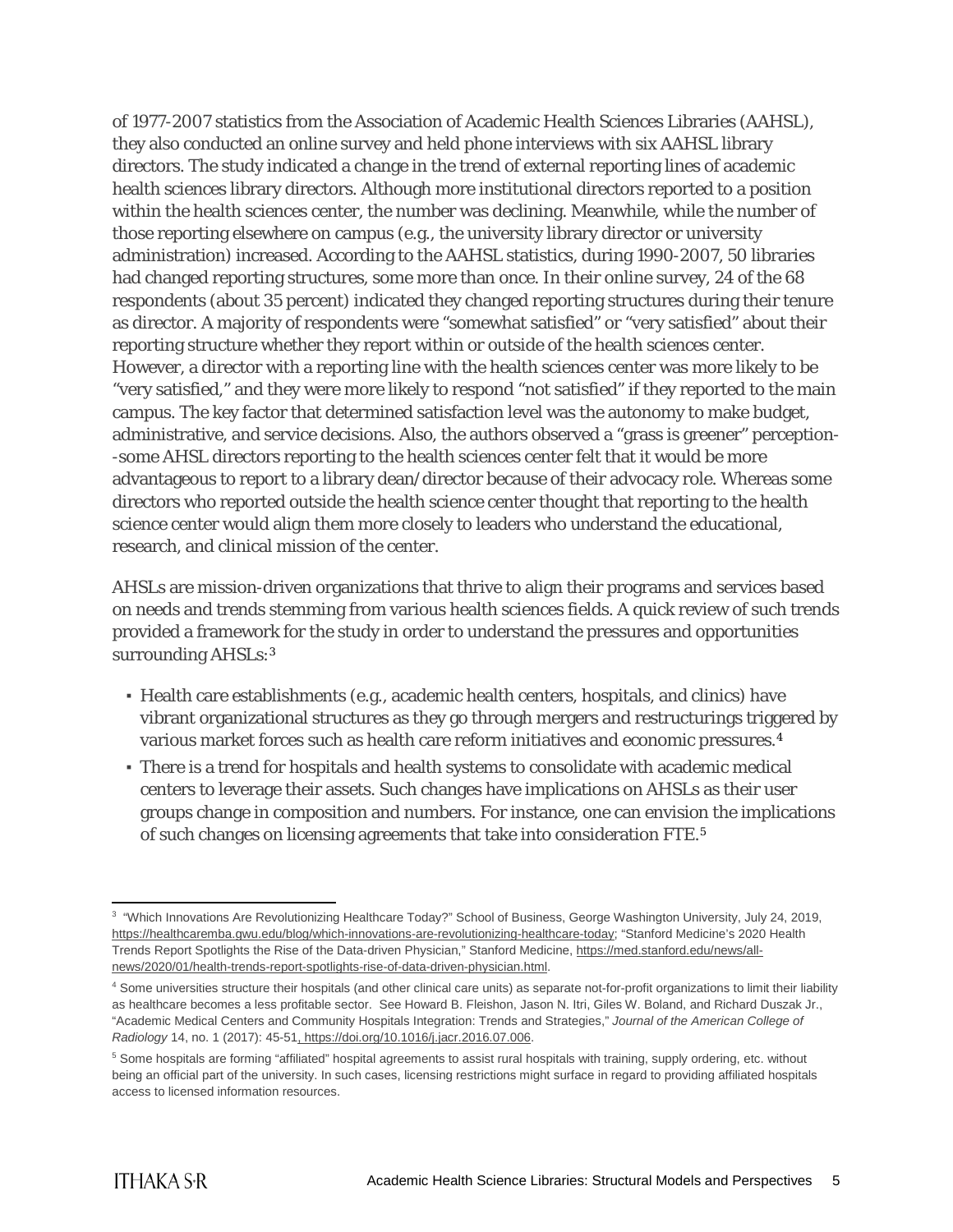of 1977-2007 statistics from the Association of Academic Health Sciences Libraries (AAHSL), they also conducted an online survey and held phone interviews with six AAHSL library directors. The study indicated a change in the trend of external reporting lines of academic health sciences library directors. Although more institutional directors reported to a position within the health sciences center, the number was declining. Meanwhile, while the number of those reporting elsewhere on campus (e.g., the university library director or university administration) increased. According to the AAHSL statistics, during 1990-2007, 50 libraries had changed reporting structures, some more than once. In their online survey, 24 of the 68 respondents (about 35 percent) indicated they changed reporting structures during their tenure as director. A majority of respondents were "somewhat satisfied" or "very satisfied" about their reporting structure whether they report within or outside of the health sciences center. However, a director with a reporting line with the health sciences center was more likely to be "very satisfied," and they were more likely to respond "not satisfied" if they reported to the main campus. The key factor that determined satisfaction level was the autonomy to make budget, administrative, and service decisions. Also, the authors observed a "grass is greener" perception--some AHSL directors reporting to the health sciences center felt that it would be more advantageous to report to a library dean/director because of their advocacy role. Whereas some directors who reported outside the health science center thought that reporting to the health science center would align them more closely to leaders who understand the educational, research, and clinical mission of the center.

AHSLs are mission-driven organizations that thrive to align their programs and services based on needs and trends stemming from various health sciences fields. A quick review of such trends provided a framework for the study in order to understand the pressures and opportunities surrounding AHSLs:[3]

- Health care establishments (e.g., academic health centers, hospitals, and clinics) have vibrant organizational structures as they go through mergers and restructurings triggered by various market forces such as health care reform initiatives and economic pressures.[4]
- There is a trend for hospitals and health systems to consolidate with academic medical centers to leverage their assets. Such changes have implications on AHSLs as their user groups change in composition and numbers. For instance, one can envision the implications of such changes on licensing agreements that take into consideration FTE.[5]

---

[3] "Which Innovations Are Revolutionizing Healthcare Today?" School of Business, George Washington University, July 24, 2019, https://healthcaremba.gwu.edu/blog/which-innovations-are-revolutionizing-healthcare-today; "Stanford Medicine's 2020 Health Trends Report Spotlights the Rise of the Data-driven Physician," Stanford Medicine, https://med.stanford.edu/news/all-news/2020/01/health-trends-report-spotlights-rise-of-data-driven-physician.html.

[4] Some universities structure their hospitals (and other clinical care units) as separate not-for-profit organizations to limit their liability as healthcare becomes a less profitable sector. See Howard B. Fleishon, Jason N. Itri, Giles W. Boland, and Richard Duszak Jr., "Academic Medical Centers and Community Hospitals Integration: Trends and Strategies," *Journal of the American College of Radiology* 14, no. 1 (2017): 45-51, https://doi.org/10.1016/j.jacr.2016.07.006.

[5] Some hospitals are forming "affiliated" hospital agreements to assist rural hospitals with training, supply ordering, etc. without being an official part of the university. In such cases, licensing restrictions might surface in regard to providing affiliated hospitals access to licensed information resources.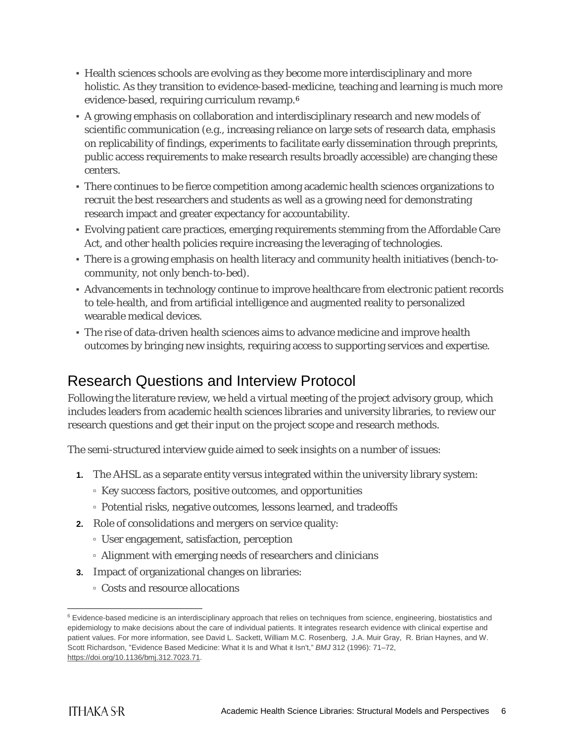- Health sciences schools are evolving as they become more interdisciplinary and more holistic. As they transition to evidence-based-medicine, teaching and learning is much more evidence-based, requiring curriculum revamp.[6]
- A growing emphasis on collaboration and interdisciplinary research and new models of scientific communication (e.g., increasing reliance on large sets of research data, emphasis on replicability of findings, experiments to facilitate early dissemination through preprints, public access requirements to make research results broadly accessible) are changing these centers.
- There continues to be fierce competition among academic health sciences organizations to recruit the best researchers and students as well as a growing need for demonstrating research impact and greater expectancy for accountability.
- Evolving patient care practices, emerging requirements stemming from the Affordable Care Act, and other health policies require increasing the leveraging of technologies.
- There is a growing emphasis on health literacy and community health initiatives (bench-to-community, not only bench-to-bed).
- Advancements in technology continue to improve healthcare from electronic patient records to tele-health, and from artificial intelligence and augmented reality to personalized wearable medical devices.
- The rise of data-driven health sciences aims to advance medicine and improve health outcomes by bringing new insights, requiring access to supporting services and expertise.

## Research Questions and Interview Protocol

Following the literature review, we held a virtual meeting of the project advisory group, which includes leaders from academic health sciences libraries and university libraries, to review our research questions and get their input on the project scope and research methods.

The semi-structured interview guide aimed to seek insights on a number of issues:

1. The AHSL as a separate entity versus integrated within the university library system:
   - Key success factors, positive outcomes, and opportunities
   - Potential risks, negative outcomes, lessons learned, and tradeoffs
2. Role of consolidations and mergers on service quality:
   - User engagement, satisfaction, perception
   - Alignment with emerging needs of researchers and clinicians
3. Impact of organizational changes on libraries:
   - Costs and resource allocations

---

[6] Evidence-based medicine is an interdisciplinary approach that relies on techniques from science, engineering, biostatistics and epidemiology to make decisions about the care of individual patients. It integrates research evidence with clinical expertise and patient values. For more information, see David L. Sackett, William M.C. Rosenberg, J.A. Muir Gray, R. Brian Haynes, and W. Scott Richardson, "Evidence Based Medicine: What it Is and What it Isn't," *BMJ* 312 (1996): 71–72, https://doi.org/10.1136/bmj.312.7023.71.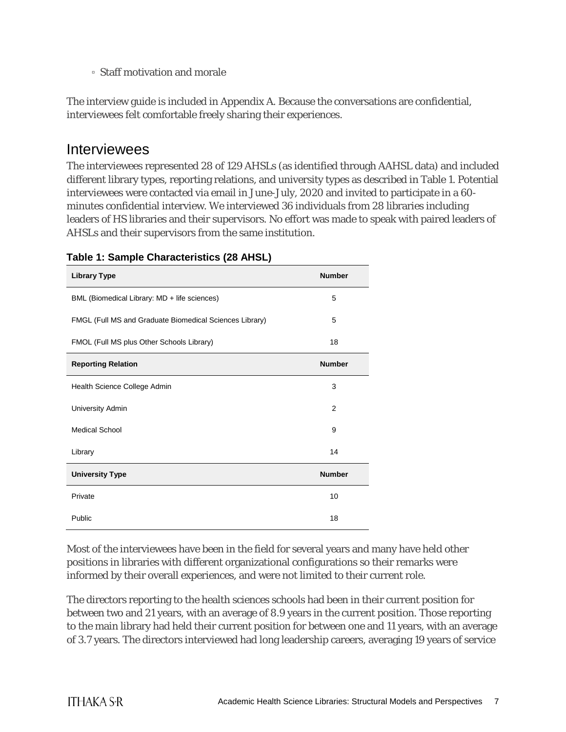- Staff motivation and morale

The interview guide is included in Appendix A. Because the conversations are confidential, interviewees felt comfortable freely sharing their experiences.

## Interviewees

The interviewees represented 28 of 129 AHSLs (as identified through AAHSL data) and included different library types, reporting relations, and university types as described in Table 1. Potential interviewees were contacted via email in June-July, 2020 and invited to participate in a 60-minutes confidential interview. We interviewed 36 individuals from 28 libraries including leaders of HS libraries and their supervisors. No effort was made to speak with paired leaders of AHSLs and their supervisors from the same institution.

**Table 1: Sample Characteristics (28 AHSL)**

| Library Type | Number |
|---|---|
| BML (Biomedical Library: MD + life sciences) | 5 |
| FMGL (Full MS and Graduate Biomedical Sciences Library) | 5 |
| FMOL (Full MS plus Other Schools Library) | 18 |
| **Reporting Relation** | **Number** |
| Health Science College Admin | 3 |
| University Admin | 2 |
| Medical School | 9 |
| Library | 14 |
| **University Type** | **Number** |
| Private | 10 |
| Public | 18 |

Most of the interviewees have been in the field for several years and many have held other positions in libraries with different organizational configurations so their remarks were informed by their overall experiences, and were not limited to their current role.

The directors reporting to the health sciences schools had been in their current position for between two and 21 years, with an average of 8.9 years in the current position. Those reporting to the main library had held their current position for between one and 11 years, with an average of 3.7 years. The directors interviewed had long leadership careers, averaging 19 years of service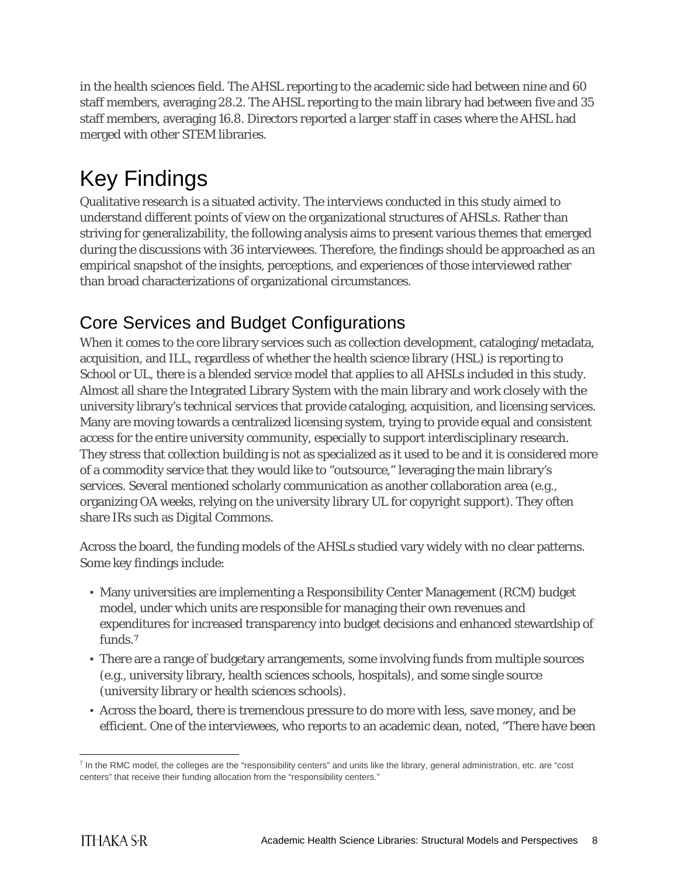in the health sciences field. The AHSL reporting to the academic side had between nine and 60 staff members, averaging 28.2. The AHSL reporting to the main library had between five and 35 staff members, averaging 16.8. Directors reported a larger staff in cases where the AHSL had merged with other STEM libraries.

# Key Findings

Qualitative research is a situated activity. The interviews conducted in this study aimed to understand different points of view on the organizational structures of AHSLs. Rather than striving for generalizability, the following analysis aims to present various themes that emerged during the discussions with 36 interviewees. Therefore, the findings should be approached as an empirical snapshot of the insights, perceptions, and experiences of those interviewed rather than broad characterizations of organizational circumstances.

## Core Services and Budget Configurations

When it comes to the core library services such as collection development, cataloging/metadata, acquisition, and ILL, regardless of whether the health science library (HSL) is reporting to School or UL, there is a blended service model that applies to all AHSLs included in this study. Almost all share the Integrated Library System with the main library and work closely with the university library's technical services that provide cataloging, acquisition, and licensing services. Many are moving towards a centralized licensing system, trying to provide equal and consistent access for the entire university community, especially to support interdisciplinary research. They stress that collection building is not as specialized as it used to be and it is considered more of a commodity service that they would like to "outsource," leveraging the main library's services. Several mentioned scholarly communication as another collaboration area (e.g., organizing OA weeks, relying on the university library UL for copyright support). They often share IRs such as Digital Commons.

Across the board, the funding models of the AHSLs studied vary widely with no clear patterns. Some key findings include:

- Many universities are implementing a Responsibility Center Management (RCM) budget model, under which units are responsible for managing their own revenues and expenditures for increased transparency into budget decisions and enhanced stewardship of funds.[7]
- There are a range of budgetary arrangements, some involving funds from multiple sources (e.g., university library, health sciences schools, hospitals), and some single source (university library or health sciences schools).
- Across the board, there is tremendous pressure to do more with less, save money, and be efficient. One of the interviewees, who reports to an academic dean, noted, "There have been

[7] In the RMC model, the colleges are the "responsibility centers" and units like the library, general administration, etc. are "cost centers" that receive their funding allocation from the "responsibility centers."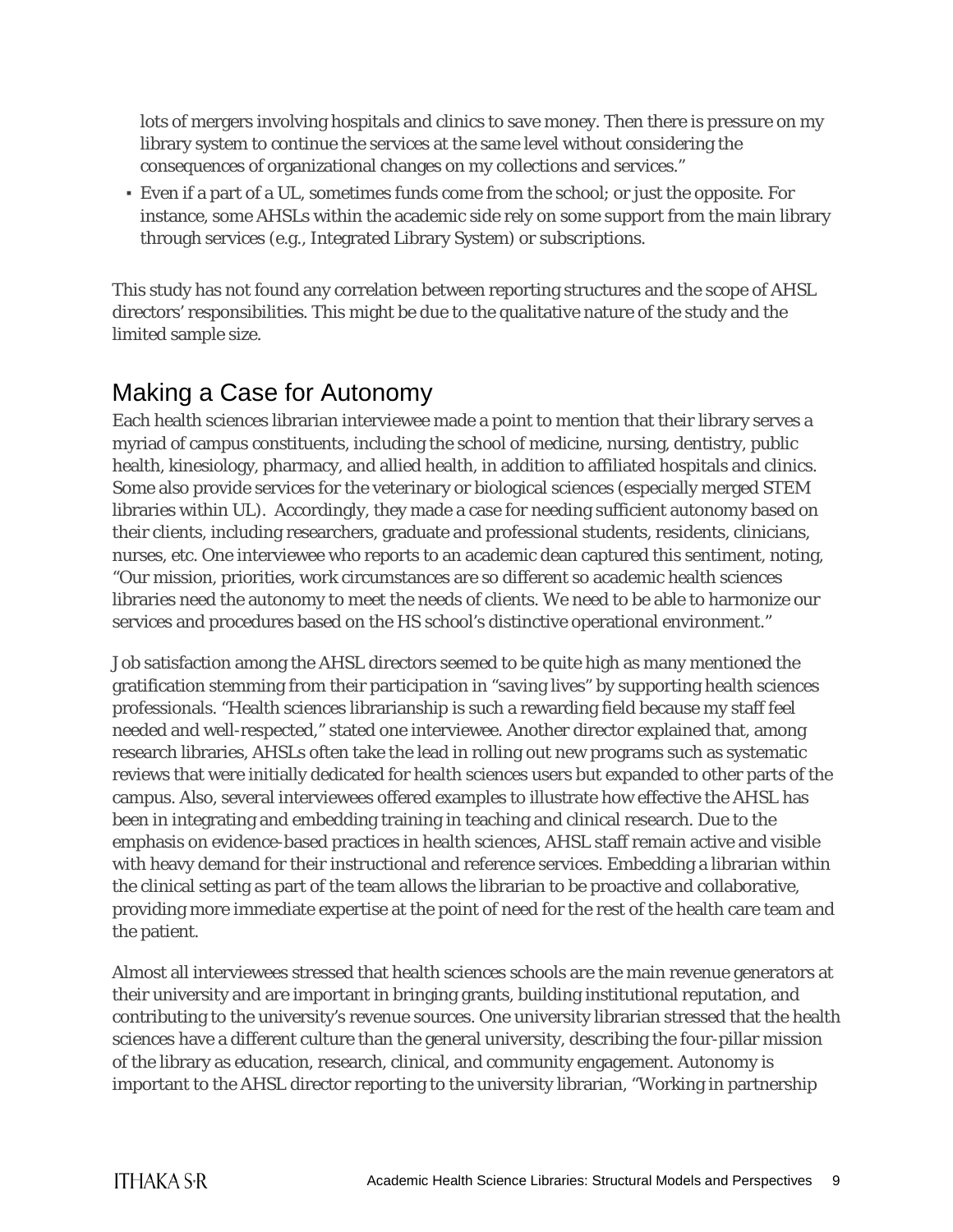lots of mergers involving hospitals and clinics to save money. Then there is pressure on my library system to continue the services at the same level without considering the consequences of organizational changes on my collections and services."

- Even if a part of a UL, sometimes funds come from the school; or just the opposite. For instance, some AHSLs within the academic side rely on some support from the main library through services (e.g., Integrated Library System) or subscriptions.

This study has not found any correlation between reporting structures and the scope of AHSL directors' responsibilities. This might be due to the qualitative nature of the study and the limited sample size.

## Making a Case for Autonomy

Each health sciences librarian interviewee made a point to mention that their library serves a myriad of campus constituents, including the school of medicine, nursing, dentistry, public health, kinesiology, pharmacy, and allied health, in addition to affiliated hospitals and clinics. Some also provide services for the veterinary or biological sciences (especially merged STEM libraries within UL). Accordingly, they made a case for needing sufficient autonomy based on their clients, including researchers, graduate and professional students, residents, clinicians, nurses, etc. One interviewee who reports to an academic dean captured this sentiment, noting, "Our mission, priorities, work circumstances are so different so academic health sciences libraries need the autonomy to meet the needs of clients. We need to be able to harmonize our services and procedures based on the HS school's distinctive operational environment."

Job satisfaction among the AHSL directors seemed to be quite high as many mentioned the gratification stemming from their participation in "saving lives" by supporting health sciences professionals. "Health sciences librarianship is such a rewarding field because my staff feel needed and well-respected," stated one interviewee. Another director explained that, among research libraries, AHSLs often take the lead in rolling out new programs such as systematic reviews that were initially dedicated for health sciences users but expanded to other parts of the campus. Also, several interviewees offered examples to illustrate how effective the AHSL has been in integrating and embedding training in teaching and clinical research. Due to the emphasis on evidence-based practices in health sciences, AHSL staff remain active and visible with heavy demand for their instructional and reference services. Embedding a librarian within the clinical setting as part of the team allows the librarian to be proactive and collaborative, providing more immediate expertise at the point of need for the rest of the health care team and the patient.

Almost all interviewees stressed that health sciences schools are the main revenue generators at their university and are important in bringing grants, building institutional reputation, and contributing to the university's revenue sources. One university librarian stressed that the health sciences have a different culture than the general university, describing the four-pillar mission of the library as education, research, clinical, and community engagement. Autonomy is important to the AHSL director reporting to the university librarian, "Working in partnership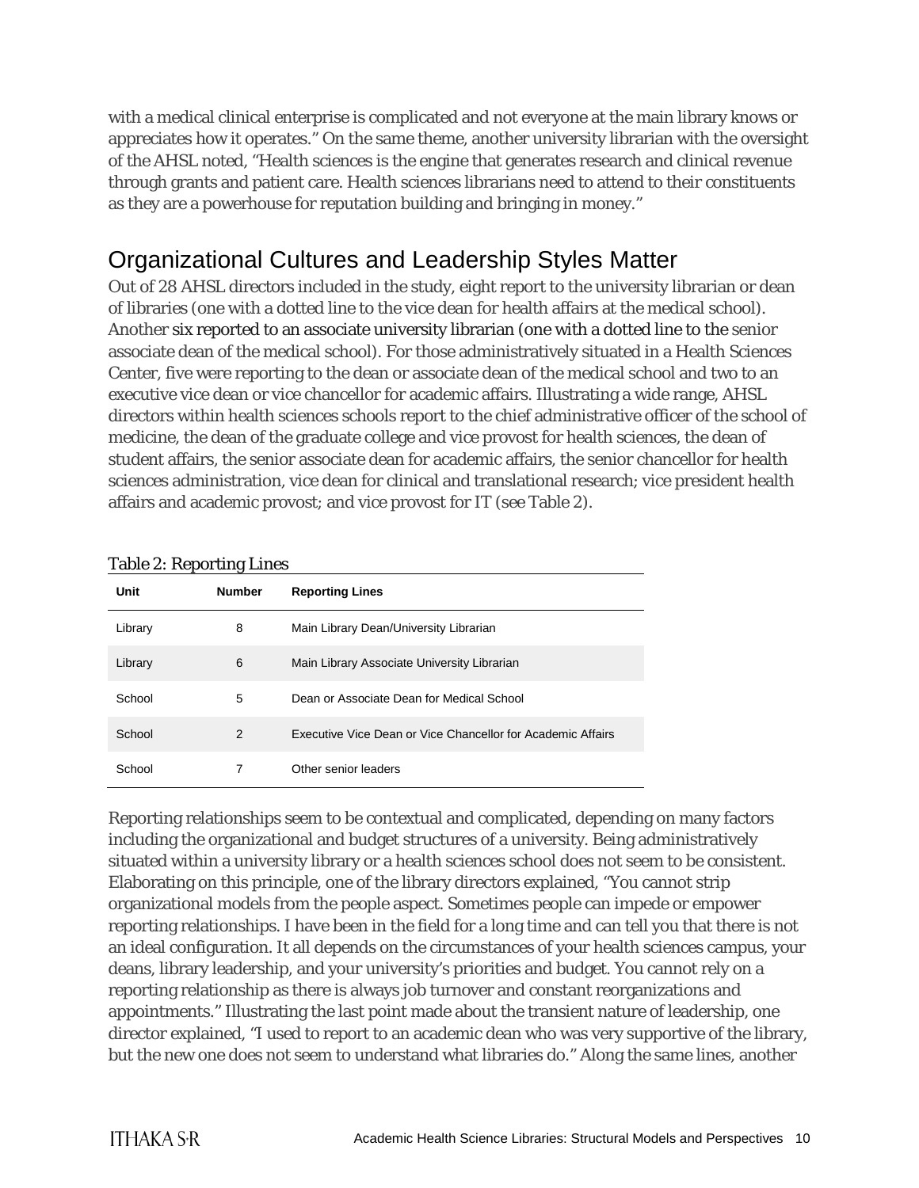with a medical clinical enterprise is complicated and not everyone at the main library knows or appreciates how it operates." On the same theme, another university librarian with the oversight of the AHSL noted, "Health sciences is the engine that generates research and clinical revenue through grants and patient care. Health sciences librarians need to attend to their constituents as they are a powerhouse for reputation building and bringing in money."

## Organizational Cultures and Leadership Styles Matter

Out of 28 AHSL directors included in the study, eight report to the university librarian or dean of libraries (one with a dotted line to the vice dean for health affairs at the medical school). Another six reported to an associate university librarian (one with a dotted line to the senior associate dean of the medical school). For those administratively situated in a Health Sciences Center, five were reporting to the dean or associate dean of the medical school and two to an executive vice dean or vice chancellor for academic affairs. Illustrating a wide range, AHSL directors within health sciences schools report to the chief administrative officer of the school of medicine, the dean of the graduate college and vice provost for health sciences, the dean of student affairs, the senior associate dean for academic affairs, the senior chancellor for health sciences administration, vice dean for clinical and translational research; vice president health affairs and academic provost; and vice provost for IT (see Table 2).

Table 2: Reporting Lines

| Unit | Number | Reporting Lines |
|---|---|---|
| Library | 8 | Main Library Dean/University Librarian |
| Library | 6 | Main Library Associate University Librarian |
| School | 5 | Dean or Associate Dean for Medical School |
| School | 2 | Executive Vice Dean or Vice Chancellor for Academic Affairs |
| School | 7 | Other senior leaders |

Reporting relationships seem to be contextual and complicated, depending on many factors including the organizational and budget structures of a university. Being administratively situated within a university library or a health sciences school does not seem to be consistent. Elaborating on this principle, one of the library directors explained, "You cannot strip organizational models from the people aspect. Sometimes people can impede or empower reporting relationships. I have been in the field for a long time and can tell you that there is not an ideal configuration. It all depends on the circumstances of your health sciences campus, your deans, library leadership, and your university's priorities and budget. You cannot rely on a reporting relationship as there is always job turnover and constant reorganizations and appointments." Illustrating the last point made about the transient nature of leadership, one director explained, "I used to report to an academic dean who was very supportive of the library, but the new one does not seem to understand what libraries do." Along the same lines, another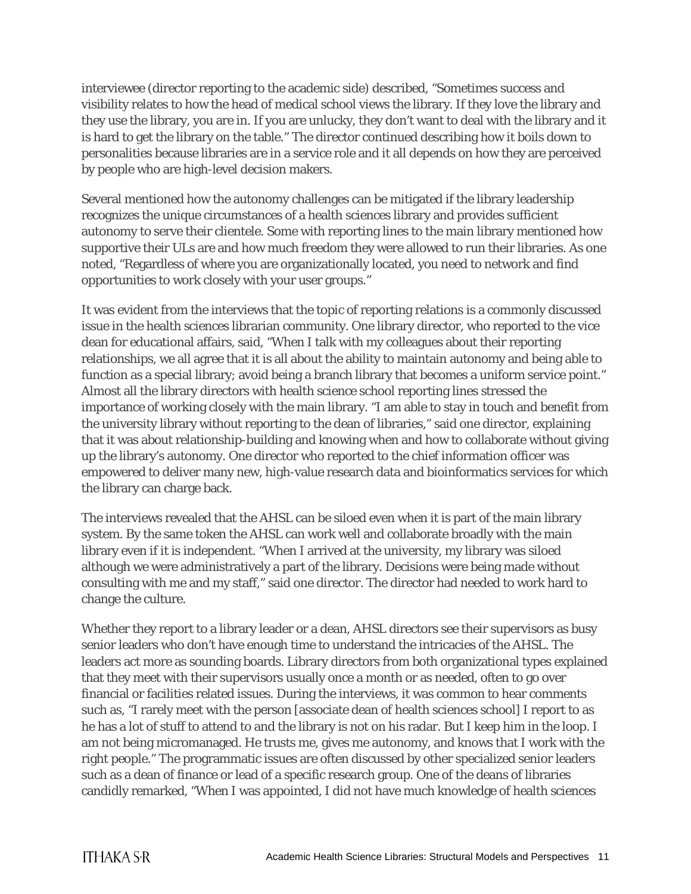interviewee (director reporting to the academic side) described, "Sometimes success and visibility relates to how the head of medical school views the library. If they love the library and they use the library, you are in. If you are unlucky, they don't want to deal with the library and it is hard to get the library on the table." The director continued describing how it boils down to personalities because libraries are in a service role and it all depends on how they are perceived by people who are high-level decision makers.

Several mentioned how the autonomy challenges can be mitigated if the library leadership recognizes the unique circumstances of a health sciences library and provides sufficient autonomy to serve their clientele. Some with reporting lines to the main library mentioned how supportive their ULs are and how much freedom they were allowed to run their libraries. As one noted, "Regardless of where you are organizationally located, you need to network and find opportunities to work closely with your user groups."

It was evident from the interviews that the topic of reporting relations is a commonly discussed issue in the health sciences librarian community. One library director, who reported to the vice dean for educational affairs, said, "When I talk with my colleagues about their reporting relationships, we all agree that it is all about the ability to maintain autonomy and being able to function as a special library; avoid being a branch library that becomes a uniform service point." Almost all the library directors with health science school reporting lines stressed the importance of working closely with the main library. "I am able to stay in touch and benefit from the university library without reporting to the dean of libraries," said one director, explaining that it was about relationship-building and knowing when and how to collaborate without giving up the library's autonomy. One director who reported to the chief information officer was empowered to deliver many new, high-value research data and bioinformatics services for which the library can charge back.

The interviews revealed that the AHSL can be siloed even when it is part of the main library system. By the same token the AHSL can work well and collaborate broadly with the main library even if it is independent. "When I arrived at the university, my library was siloed although we were administratively a part of the library. Decisions were being made without consulting with me and my staff," said one director. The director had needed to work hard to change the culture.

Whether they report to a library leader or a dean, AHSL directors see their supervisors as busy senior leaders who don't have enough time to understand the intricacies of the AHSL. The leaders act more as sounding boards. Library directors from both organizational types explained that they meet with their supervisors usually once a month or as needed, often to go over financial or facilities related issues. During the interviews, it was common to hear comments such as, "I rarely meet with the person [associate dean of health sciences school] I report to as he has a lot of stuff to attend to and the library is not on his radar. But I keep him in the loop. I am not being micromanaged. He trusts me, gives me autonomy, and knows that I work with the right people." The programmatic issues are often discussed by other specialized senior leaders such as a dean of finance or lead of a specific research group. One of the deans of libraries candidly remarked, "When I was appointed, I did not have much knowledge of health sciences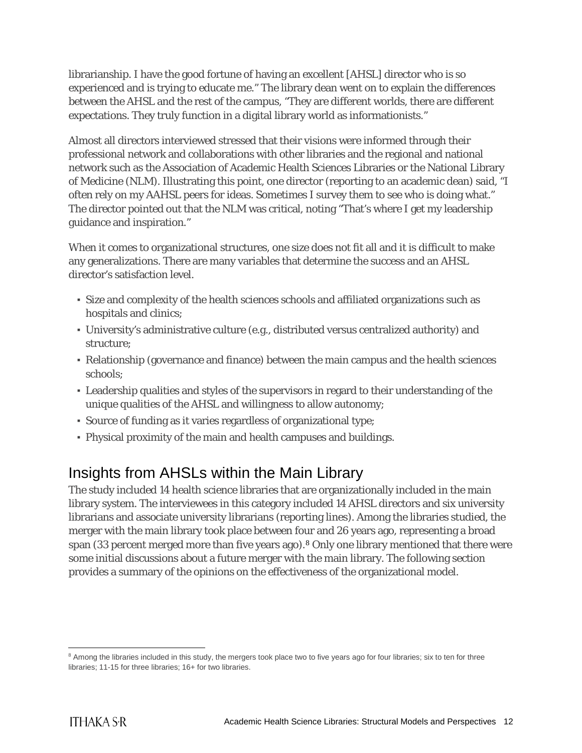librarianship. I have the good fortune of having an excellent [AHSL] director who is so experienced and is trying to educate me." The library dean went on to explain the differences between the AHSL and the rest of the campus, "They are different worlds, there are different expectations. They truly function in a digital library world as informationists."

Almost all directors interviewed stressed that their visions were informed through their professional network and collaborations with other libraries and the regional and national network such as the Association of Academic Health Sciences Libraries or the National Library of Medicine (NLM). Illustrating this point, one director (reporting to an academic dean) said, "I often rely on my AAHSL peers for ideas. Sometimes I survey them to see who is doing what." The director pointed out that the NLM was critical, noting "That's where I get my leadership guidance and inspiration."

When it comes to organizational structures, one size does not fit all and it is difficult to make any generalizations. There are many variables that determine the success and an AHSL director's satisfaction level.

- Size and complexity of the health sciences schools and affiliated organizations such as hospitals and clinics;
- University's administrative culture (e.g., distributed versus centralized authority) and structure;
- Relationship (governance and finance) between the main campus and the health sciences schools;
- Leadership qualities and styles of the supervisors in regard to their understanding of the unique qualities of the AHSL and willingness to allow autonomy;
- Source of funding as it varies regardless of organizational type;
- Physical proximity of the main and health campuses and buildings.

## Insights from AHSLs within the Main Library

The study included 14 health science libraries that are organizationally included in the main library system. The interviewees in this category included 14 AHSL directors and six university librarians and associate university librarians (reporting lines). Among the libraries studied, the merger with the main library took place between four and 26 years ago, representing a broad span (33 percent merged more than five years ago).[8] Only one library mentioned that there were some initial discussions about a future merger with the main library. The following section provides a summary of the opinions on the effectiveness of the organizational model.

[8] Among the libraries included in this study, the mergers took place two to five years ago for four libraries; six to ten for three libraries; 11-15 for three libraries; 16+ for two libraries.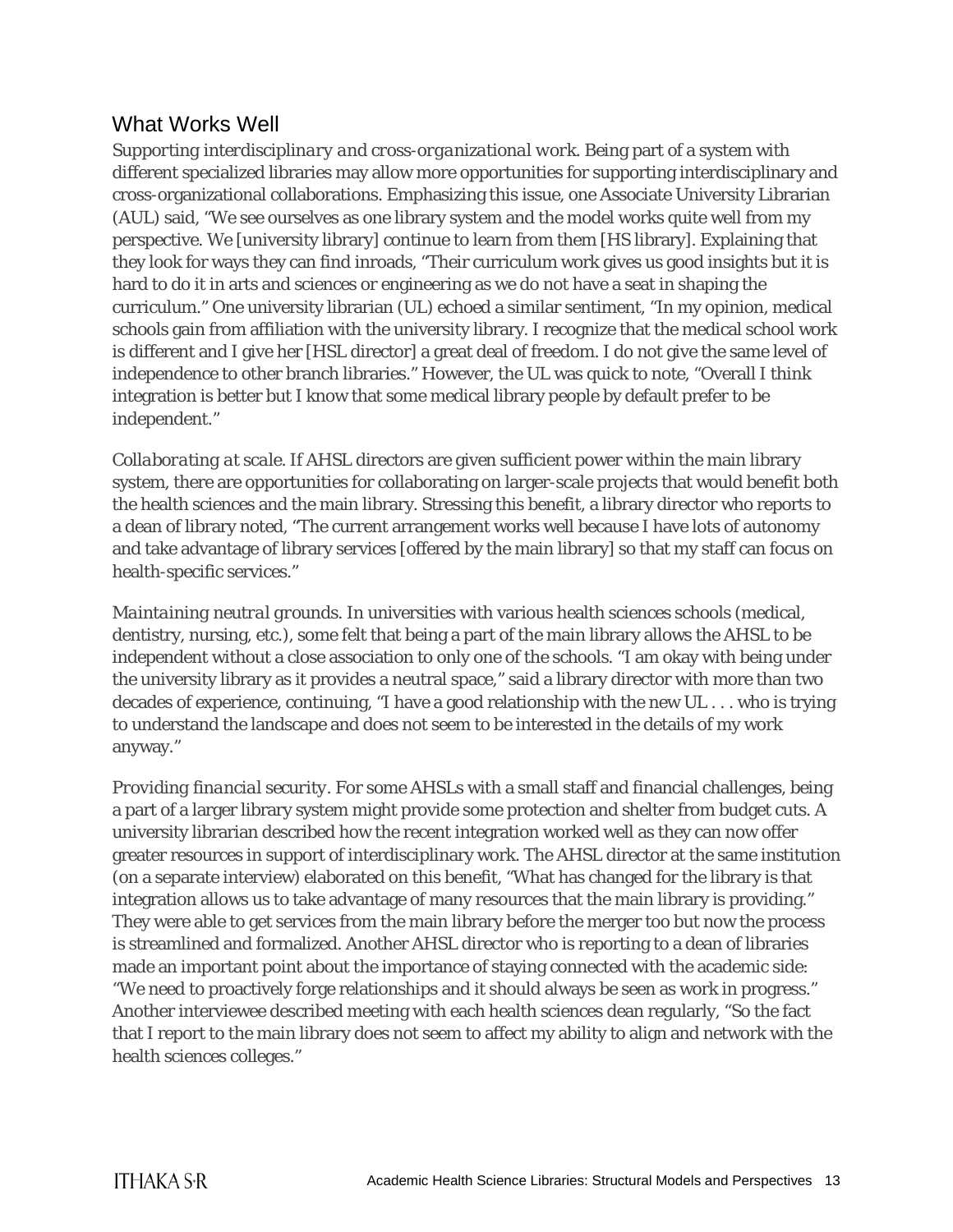## What Works Well

*Supporting interdisciplinary and cross-organizational work.* Being part of a system with different specialized libraries may allow more opportunities for supporting interdisciplinary and cross-organizational collaborations. Emphasizing this issue, one Associate University Librarian (AUL) said, "We see ourselves as one library system and the model works quite well from my perspective. We [university library] continue to learn from them [HS library]. Explaining that they look for ways they can find inroads, "Their curriculum work gives us good insights but it is hard to do it in arts and sciences or engineering as we do not have a seat in shaping the curriculum." One university librarian (UL) echoed a similar sentiment, "In my opinion, medical schools gain from affiliation with the university library. I recognize that the medical school work is different and I give her [HSL director] a great deal of freedom. I do not give the same level of independence to other branch libraries." However, the UL was quick to note, "Overall I think integration is better but I know that some medical library people by default prefer to be independent."

*Collaborating at scale.* If AHSL directors are given sufficient power within the main library system, there are opportunities for collaborating on larger-scale projects that would benefit both the health sciences and the main library. Stressing this benefit, a library director who reports to a dean of library noted, "The current arrangement works well because I have lots of autonomy and take advantage of library services [offered by the main library] so that my staff can focus on health-specific services."

*Maintaining neutral grounds.* In universities with various health sciences schools (medical, dentistry, nursing, etc.), some felt that being a part of the main library allows the AHSL to be independent without a close association to only one of the schools. "I am okay with being under the university library as it provides a neutral space," said a library director with more than two decades of experience, continuing, "I have a good relationship with the new UL . . . who is trying to understand the landscape and does not seem to be interested in the details of my work anyway."

*Providing financial security.* For some AHSLs with a small staff and financial challenges, being a part of a larger library system might provide some protection and shelter from budget cuts. A university librarian described how the recent integration worked well as they can now offer greater resources in support of interdisciplinary work. The AHSL director at the same institution (on a separate interview) elaborated on this benefit, "What has changed for the library is that integration allows us to take advantage of many resources that the main library is providing." They were able to get services from the main library before the merger too but now the process is streamlined and formalized. Another AHSL director who is reporting to a dean of libraries made an important point about the importance of staying connected with the academic side: "We need to proactively forge relationships and it should always be seen as work in progress." Another interviewee described meeting with each health sciences dean regularly, "So the fact that I report to the main library does not seem to affect my ability to align and network with the health sciences colleges."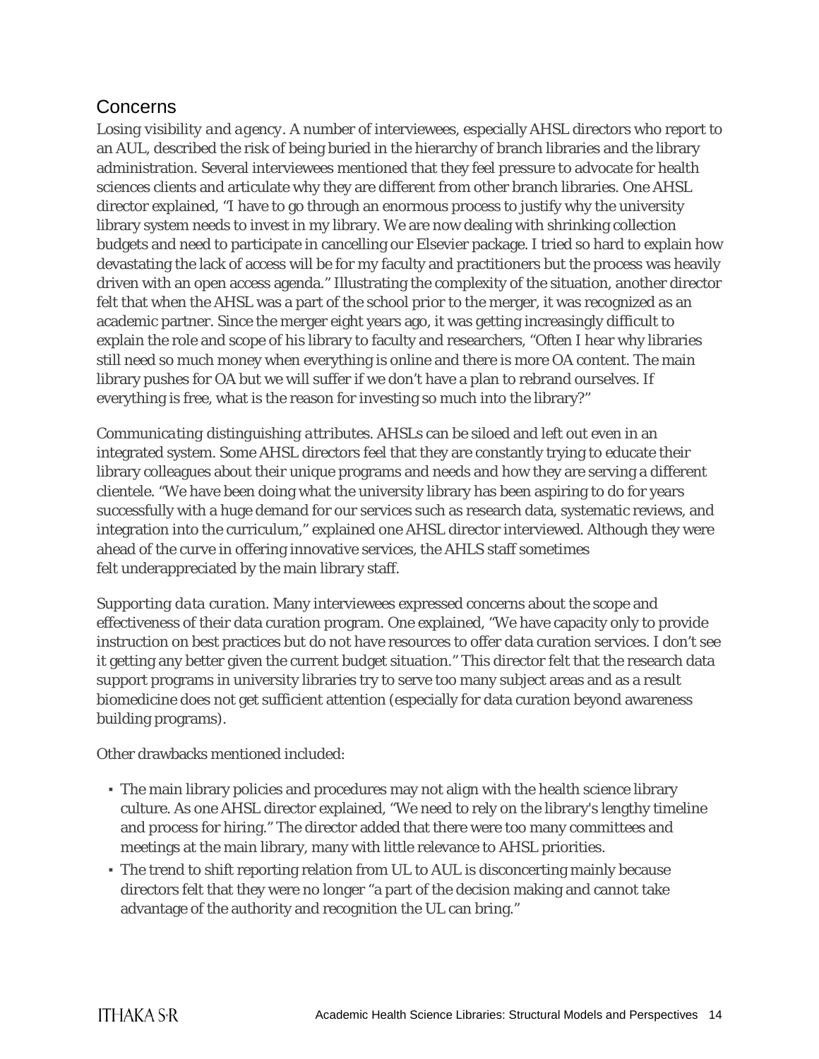## Concerns

*Losing visibility and agency*. A number of interviewees, especially AHSL directors who report to an AUL, described the risk of being buried in the hierarchy of branch libraries and the library administration. Several interviewees mentioned that they feel pressure to advocate for health sciences clients and articulate why they are different from other branch libraries. One AHSL director explained, "I have to go through an enormous process to justify why the university library system needs to invest in my library. We are now dealing with shrinking collection budgets and need to participate in cancelling our Elsevier package. I tried so hard to explain how devastating the lack of access will be for my faculty and practitioners but the process was heavily driven with an open access agenda." Illustrating the complexity of the situation, another director felt that when the AHSL was a part of the school prior to the merger, it was recognized as an academic partner. Since the merger eight years ago, it was getting increasingly difficult to explain the role and scope of his library to faculty and researchers, "Often I hear why libraries still need so much money when everything is online and there is more OA content. The main library pushes for OA but we will suffer if we don't have a plan to rebrand ourselves. If everything is free, what is the reason for investing so much into the library?"

*Communicating distinguishing attributes*. AHSLs can be siloed and left out even in an integrated system. Some AHSL directors feel that they are constantly trying to educate their library colleagues about their unique programs and needs and how they are serving a different clientele. "We have been doing what the university library has been aspiring to do for years successfully with a huge demand for our services such as research data, systematic reviews, and integration into the curriculum," explained one AHSL director interviewed. Although they were ahead of the curve in offering innovative services, the AHLS staff sometimes felt underappreciated by the main library staff.

*Supporting data curation*. Many interviewees expressed concerns about the scope and effectiveness of their data curation program. One explained, "We have capacity only to provide instruction on best practices but do not have resources to offer data curation services. I don't see it getting any better given the current budget situation." This director felt that the research data support programs in university libraries try to serve too many subject areas and as a result biomedicine does not get sufficient attention (especially for data curation beyond awareness building programs).

Other drawbacks mentioned included:

- The main library policies and procedures may not align with the health science library culture. As one AHSL director explained, "We need to rely on the library's lengthy timeline and process for hiring." The director added that there were too many committees and meetings at the main library, many with little relevance to AHSL priorities.
- The trend to shift reporting relation from UL to AUL is disconcerting mainly because directors felt that they were no longer "a part of the decision making and cannot take advantage of the authority and recognition the UL can bring."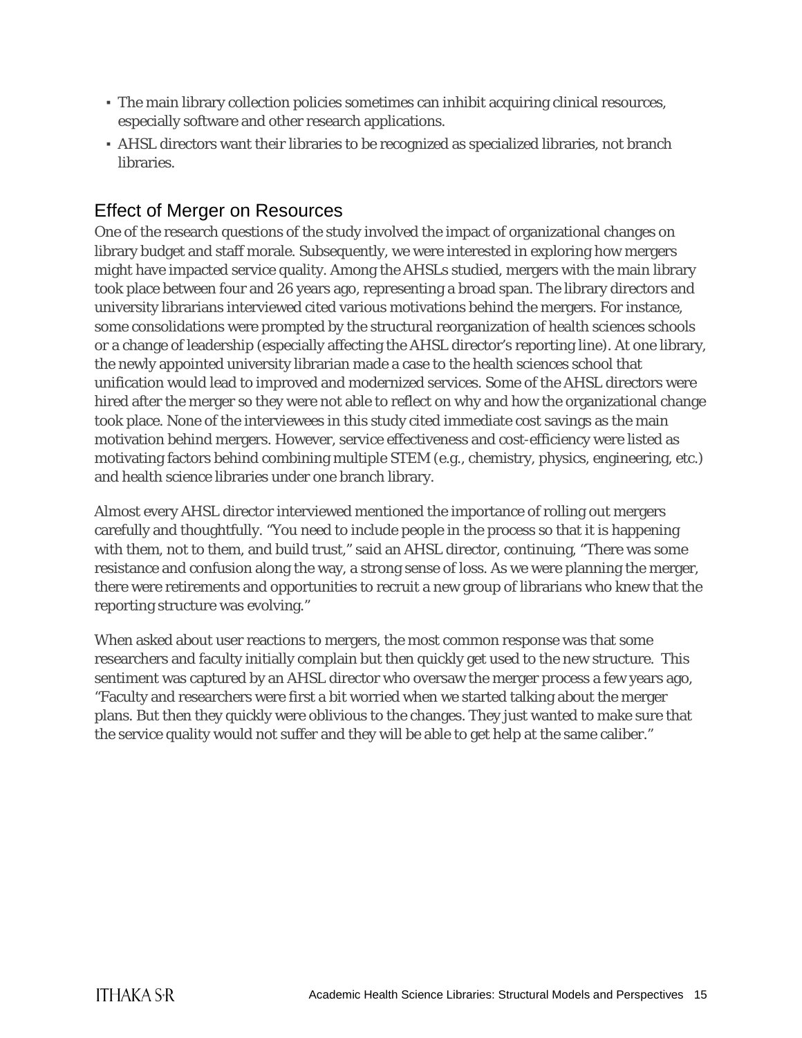- The main library collection policies sometimes can inhibit acquiring clinical resources, especially software and other research applications.
- AHSL directors want their libraries to be recognized as specialized libraries, not branch libraries.

## Effect of Merger on Resources

One of the research questions of the study involved the impact of organizational changes on library budget and staff morale. Subsequently, we were interested in exploring how mergers might have impacted service quality. Among the AHSLs studied, mergers with the main library took place between four and 26 years ago, representing a broad span. The library directors and university librarians interviewed cited various motivations behind the mergers. For instance, some consolidations were prompted by the structural reorganization of health sciences schools or a change of leadership (especially affecting the AHSL director's reporting line). At one library, the newly appointed university librarian made a case to the health sciences school that unification would lead to improved and modernized services. Some of the AHSL directors were hired after the merger so they were not able to reflect on why and how the organizational change took place. None of the interviewees in this study cited immediate cost savings as the main motivation behind mergers. However, service effectiveness and cost-efficiency were listed as motivating factors behind combining multiple STEM (e.g., chemistry, physics, engineering, etc.) and health science libraries under one branch library.

Almost every AHSL director interviewed mentioned the importance of rolling out mergers carefully and thoughtfully. "You need to include people in the process so that it is happening with them, not to them, and build trust," said an AHSL director, continuing, "There was some resistance and confusion along the way, a strong sense of loss. As we were planning the merger, there were retirements and opportunities to recruit a new group of librarians who knew that the reporting structure was evolving."

When asked about user reactions to mergers, the most common response was that some researchers and faculty initially complain but then quickly get used to the new structure. This sentiment was captured by an AHSL director who oversaw the merger process a few years ago, "Faculty and researchers were first a bit worried when we started talking about the merger plans. But then they quickly were oblivious to the changes. They just wanted to make sure that the service quality would not suffer and they will be able to get help at the same caliber."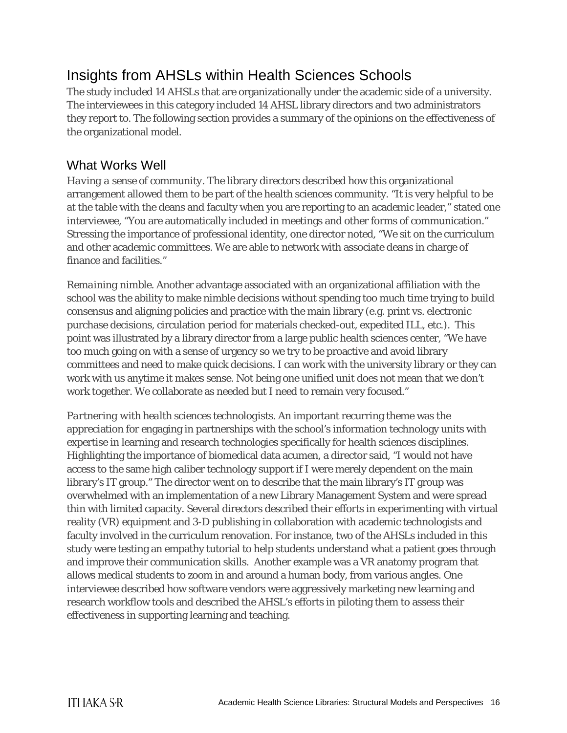## Insights from AHSLs within Health Sciences Schools

The study included 14 AHSLs that are organizationally under the academic side of a university. The interviewees in this category included 14 AHSL library directors and two administrators they report to. The following section provides a summary of the opinions on the effectiveness of the organizational model.

### What Works Well

*Having a sense of community.* The library directors described how this organizational arrangement allowed them to be part of the health sciences community. "It is very helpful to be at the table with the deans and faculty when you are reporting to an academic leader," stated one interviewee, "You are automatically included in meetings and other forms of communication." Stressing the importance of professional identity, one director noted, "We sit on the curriculum and other academic committees. We are able to network with associate deans in charge of finance and facilities."

*Remaining nimble.* Another advantage associated with an organizational affiliation with the school was the ability to make nimble decisions without spending too much time trying to build consensus and aligning policies and practice with the main library (e.g. print vs. electronic purchase decisions, circulation period for materials checked-out, expedited ILL, etc.). This point was illustrated by a library director from a large public health sciences center, "We have too much going on with a sense of urgency so we try to be proactive and avoid library committees and need to make quick decisions. I can work with the university library or they can work with us anytime it makes sense. Not being one unified unit does not mean that we don't work together. We collaborate as needed but I need to remain very focused."

*Partnering with health sciences technologists.* An important recurring theme was the appreciation for engaging in partnerships with the school's information technology units with expertise in learning and research technologies specifically for health sciences disciplines. Highlighting the importance of biomedical data acumen, a director said, "I would not have access to the same high caliber technology support if I were merely dependent on the main library's IT group." The director went on to describe that the main library's IT group was overwhelmed with an implementation of a new Library Management System and were spread thin with limited capacity. Several directors described their efforts in experimenting with virtual reality (VR) equipment and 3-D publishing in collaboration with academic technologists and faculty involved in the curriculum renovation. For instance, two of the AHSLs included in this study were testing an empathy tutorial to help students understand what a patient goes through and improve their communication skills. Another example was a VR anatomy program that allows medical students to zoom in and around a human body, from various angles. One interviewee described how software vendors were aggressively marketing new learning and research workflow tools and described the AHSL's efforts in piloting them to assess their effectiveness in supporting learning and teaching.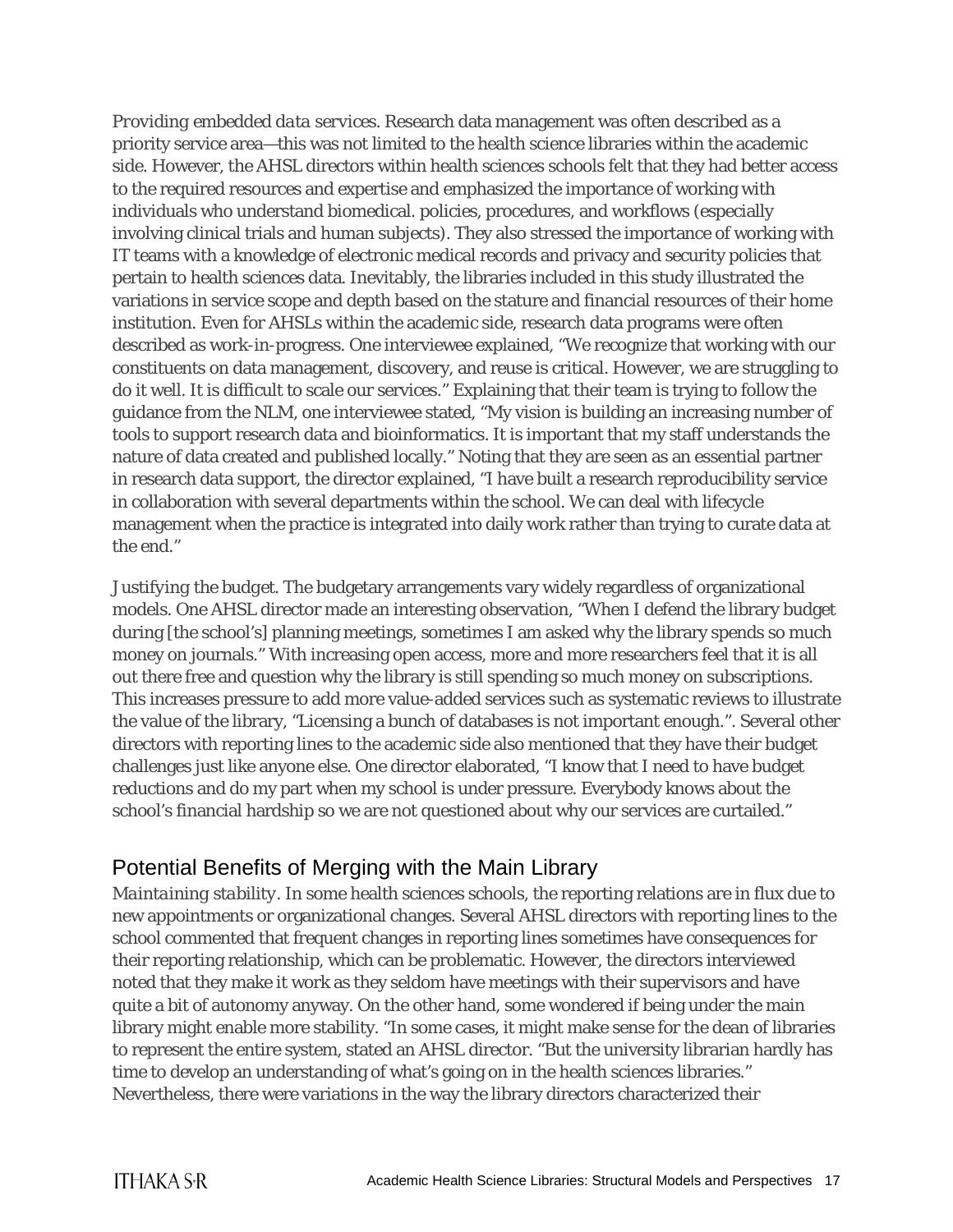*Providing embedded data services.* Research data management was often described as a priority service area—this was not limited to the health science libraries within the academic side. However, the AHSL directors within health sciences schools felt that they had better access to the required resources and expertise and emphasized the importance of working with individuals who understand biomedical. policies, procedures, and workflows (especially involving clinical trials and human subjects). They also stressed the importance of working with IT teams with a knowledge of electronic medical records and privacy and security policies that pertain to health sciences data. Inevitably, the libraries included in this study illustrated the variations in service scope and depth based on the stature and financial resources of their home institution. Even for AHSLs within the academic side, research data programs were often described as work-in-progress. One interviewee explained, "We recognize that working with our constituents on data management, discovery, and reuse is critical. However, we are struggling to do it well. It is difficult to scale our services." Explaining that their team is trying to follow the guidance from the NLM, one interviewee stated, "My vision is building an increasing number of tools to support research data and bioinformatics. It is important that my staff understands the nature of data created and published locally." Noting that they are seen as an essential partner in research data support, the director explained, "I have built a research reproducibility service in collaboration with several departments within the school. We can deal with lifecycle management when the practice is integrated into daily work rather than trying to curate data at the end."

*Justifying the budget.* The budgetary arrangements vary widely regardless of organizational models. One AHSL director made an interesting observation, "When I defend the library budget during [the school's] planning meetings, sometimes I am asked why the library spends so much money on journals." With increasing open access, more and more researchers feel that it is all out there free and question why the library is still spending so much money on subscriptions. This increases pressure to add more value-added services such as systematic reviews to illustrate the value of the library, "Licensing a bunch of databases is not important enough.". Several other directors with reporting lines to the academic side also mentioned that they have their budget challenges just like anyone else. One director elaborated, "I know that I need to have budget reductions and do my part when my school is under pressure. Everybody knows about the school's financial hardship so we are not questioned about why our services are curtailed."

## Potential Benefits of Merging with the Main Library

*Maintaining stability.* In some health sciences schools, the reporting relations are in flux due to new appointments or organizational changes. Several AHSL directors with reporting lines to the school commented that frequent changes in reporting lines sometimes have consequences for their reporting relationship, which can be problematic. However, the directors interviewed noted that they make it work as they seldom have meetings with their supervisors and have quite a bit of autonomy anyway. On the other hand, some wondered if being under the main library might enable more stability. "In some cases, it might make sense for the dean of libraries to represent the entire system, stated an AHSL director. "But the university librarian hardly has time to develop an understanding of what's going on in the health sciences libraries." Nevertheless, there were variations in the way the library directors characterized their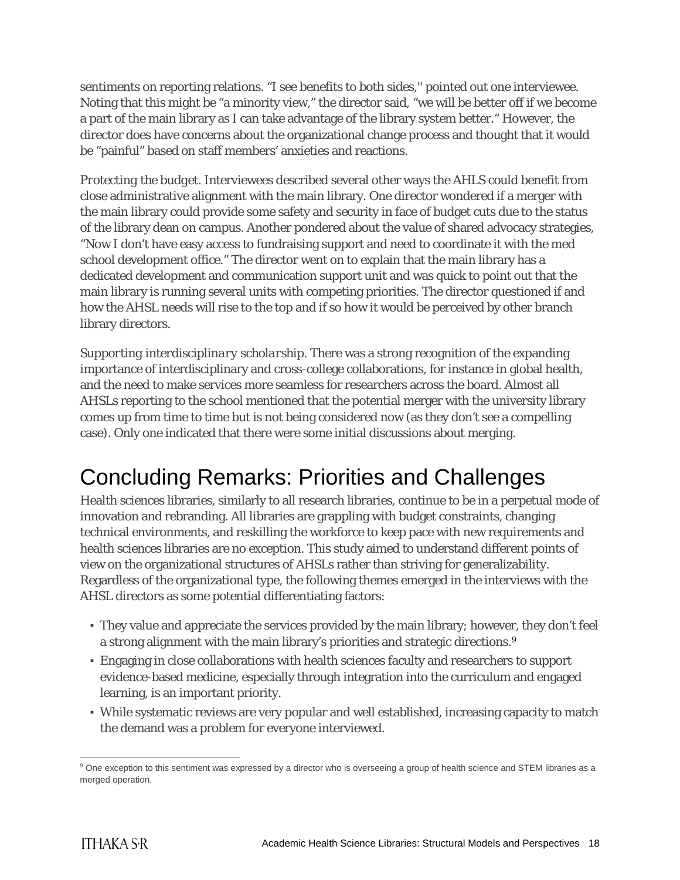sentiments on reporting relations. "I see benefits to both sides," pointed out one interviewee. Noting that this might be "a minority view," the director said, "we will be better off if we become a part of the main library as I can take advantage of the library system better." However, the director does have concerns about the organizational change process and thought that it would be "painful" based on staff members' anxieties and reactions.

*Protecting the budget.* Interviewees described several other ways the AHLS could benefit from close administrative alignment with the main library. One director wondered if a merger with the main library could provide some safety and security in face of budget cuts due to the status of the library dean on campus. Another pondered about the value of shared advocacy strategies, "Now I don't have easy access to fundraising support and need to coordinate it with the med school development office." The director went on to explain that the main library has a dedicated development and communication support unit and was quick to point out that the main library is running several units with competing priorities. The director questioned if and how the AHSL needs will rise to the top and if so how it would be perceived by other branch library directors.

*Supporting interdisciplinary scholarship.* There was a strong recognition of the expanding importance of interdisciplinary and cross-college collaborations, for instance in global health, and the need to make services more seamless for researchers across the board. Almost all AHSLs reporting to the school mentioned that the potential merger with the university library comes up from time to time but is not being considered now (as they don't see a compelling case). Only one indicated that there were some initial discussions about merging.

# Concluding Remarks: Priorities and Challenges

Health sciences libraries, similarly to all research libraries, continue to be in a perpetual mode of innovation and rebranding. All libraries are grappling with budget constraints, changing technical environments, and reskilling the workforce to keep pace with new requirements and health sciences libraries are no exception. This study aimed to understand different points of view on the organizational structures of AHSLs rather than striving for generalizability. Regardless of the organizational type, the following themes emerged in the interviews with the AHSL directors as some potential differentiating factors:

- They value and appreciate the services provided by the main library; however, they don't feel a strong alignment with the main library's priorities and strategic directions.[9]
- Engaging in close collaborations with health sciences faculty and researchers to support evidence-based medicine, especially through integration into the curriculum and engaged learning, is an important priority.
- While systematic reviews are very popular and well established, increasing capacity to match the demand was a problem for everyone interviewed.

---

[9] One exception to this sentiment was expressed by a director who is overseeing a group of health science and STEM libraries as a merged operation.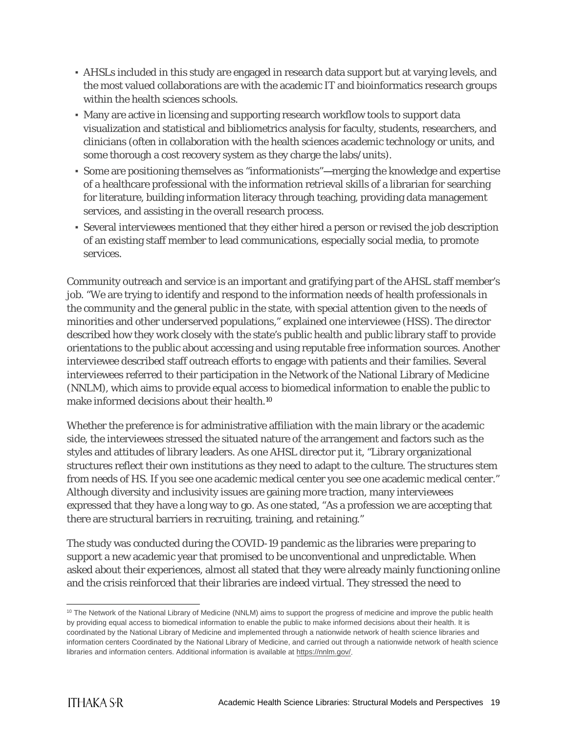- AHSLs included in this study are engaged in research data support but at varying levels, and the most valued collaborations are with the academic IT and bioinformatics research groups within the health sciences schools.
- Many are active in licensing and supporting research workflow tools to support data visualization and statistical and bibliometrics analysis for faculty, students, researchers, and clinicians (often in collaboration with the health sciences academic technology or units, and some thorough a cost recovery system as they charge the labs/units).
- Some are positioning themselves as "informationists"—merging the knowledge and expertise of a healthcare professional with the information retrieval skills of a librarian for searching for literature, building information literacy through teaching, providing data management services, and assisting in the overall research process.
- Several interviewees mentioned that they either hired a person or revised the job description of an existing staff member to lead communications, especially social media, to promote services.

Community outreach and service is an important and gratifying part of the AHSL staff member's job. "We are trying to identify and respond to the information needs of health professionals in the community and the general public in the state, with special attention given to the needs of minorities and other underserved populations," explained one interviewee (HSS). The director described how they work closely with the state's public health and public library staff to provide orientations to the public about accessing and using reputable free information sources. Another interviewee described staff outreach efforts to engage with patients and their families. Several interviewees referred to their participation in the Network of the National Library of Medicine (NNLM), which aims to provide equal access to biomedical information to enable the public to make informed decisions about their health.[10]

Whether the preference is for administrative affiliation with the main library or the academic side, the interviewees stressed the situated nature of the arrangement and factors such as the styles and attitudes of library leaders. As one AHSL director put it, "Library organizational structures reflect their own institutions as they need to adapt to the culture. The structures stem from needs of HS. If you see one academic medical center you see one academic medical center." Although diversity and inclusivity issues are gaining more traction, many interviewees expressed that they have a long way to go. As one stated, "As a profession we are accepting that there are structural barriers in recruiting, training, and retaining."

The study was conducted during the COVID-19 pandemic as the libraries were preparing to support a new academic year that promised to be unconventional and unpredictable. When asked about their experiences, almost all stated that they were already mainly functioning online and the crisis reinforced that their libraries are indeed virtual. They stressed the need to

[10] The Network of the National Library of Medicine (NNLM) aims to support the progress of medicine and improve the public health by providing equal access to biomedical information to enable the public to make informed decisions about their health. It is coordinated by the National Library of Medicine and implemented through a nationwide network of health science libraries and information centers Coordinated by the National Library of Medicine, and carried out through a nationwide network of health science libraries and information centers. Additional information is available at https://nnlm.gov/.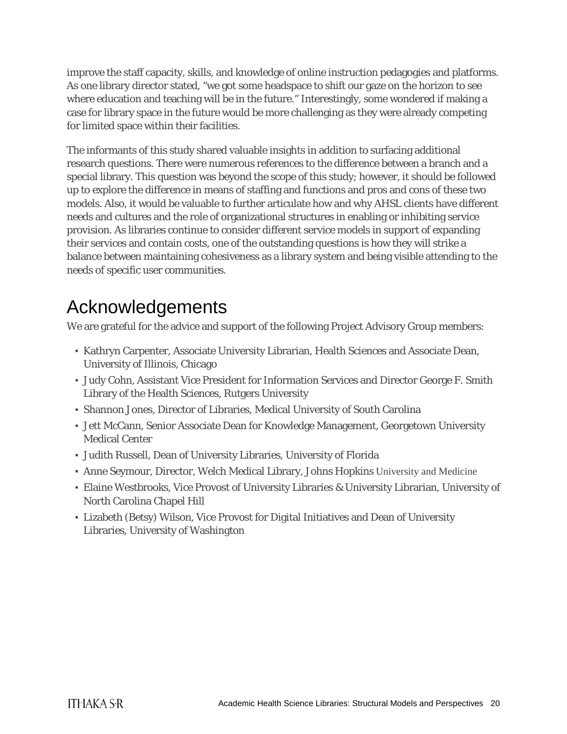improve the staff capacity, skills, and knowledge of online instruction pedagogies and platforms. As one library director stated, "we got some headspace to shift our gaze on the horizon to see where education and teaching will be in the future." Interestingly, some wondered if making a case for library space in the future would be more challenging as they were already competing for limited space within their facilities.

The informants of this study shared valuable insights in addition to surfacing additional research questions. There were numerous references to the difference between a branch and a special library. This question was beyond the scope of this study; however, it should be followed up to explore the difference in means of staffing and functions and pros and cons of these two models. Also, it would be valuable to further articulate how and why AHSL clients have different needs and cultures and the role of organizational structures in enabling or inhibiting service provision. As libraries continue to consider different service models in support of expanding their services and contain costs, one of the outstanding questions is how they will strike a balance between maintaining cohesiveness as a library system and being visible attending to the needs of specific user communities.

# Acknowledgements

We are grateful for the advice and support of the following Project Advisory Group members:

- Kathryn Carpenter, Associate University Librarian, Health Sciences and Associate Dean, University of Illinois, Chicago
- Judy Cohn, Assistant Vice President for Information Services and Director George F. Smith Library of the Health Sciences, Rutgers University
- Shannon Jones, Director of Libraries, Medical University of South Carolina
- Jett McCann, Senior Associate Dean for Knowledge Management, Georgetown University Medical Center
- Judith Russell, Dean of University Libraries, University of Florida
- Anne Seymour, Director, Welch Medical Library, Johns Hopkins University and Medicine
- Elaine Westbrooks, Vice Provost of University Libraries & University Librarian, University of North Carolina Chapel Hill
- Lizabeth (Betsy) Wilson, Vice Provost for Digital Initiatives and Dean of University Libraries, University of Washington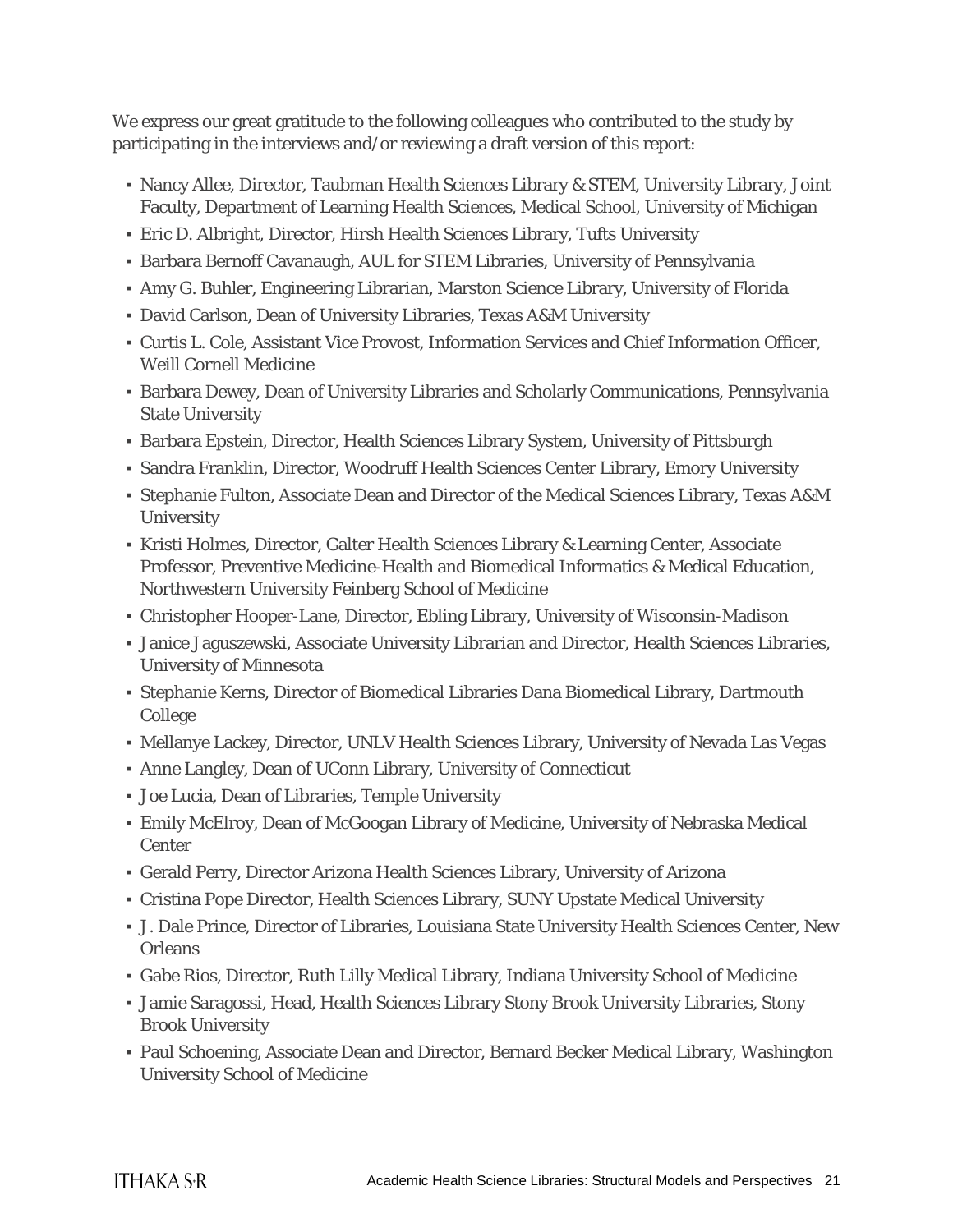We express our great gratitude to the following colleagues who contributed to the study by participating in the interviews and/or reviewing a draft version of this report:

- Nancy Allee, Director, Taubman Health Sciences Library & STEM, University Library, Joint Faculty, Department of Learning Health Sciences, Medical School, University of Michigan
- Eric D. Albright, Director, Hirsh Health Sciences Library, Tufts University
- Barbara Bernoff Cavanaugh, AUL for STEM Libraries, University of Pennsylvania
- Amy G. Buhler, Engineering Librarian, Marston Science Library, University of Florida
- David Carlson, Dean of University Libraries, Texas A&M University
- Curtis L. Cole, Assistant Vice Provost, Information Services and Chief Information Officer, Weill Cornell Medicine
- Barbara Dewey, Dean of University Libraries and Scholarly Communications, Pennsylvania State University
- Barbara Epstein, Director, Health Sciences Library System, University of Pittsburgh
- Sandra Franklin, Director, Woodruff Health Sciences Center Library, Emory University
- Stephanie Fulton, Associate Dean and Director of the Medical Sciences Library, Texas A&M University
- Kristi Holmes, Director, Galter Health Sciences Library & Learning Center, Associate Professor, Preventive Medicine-Health and Biomedical Informatics & Medical Education, Northwestern University Feinberg School of Medicine
- Christopher Hooper-Lane, Director, Ebling Library, University of Wisconsin-Madison
- Janice Jaguszewski, Associate University Librarian and Director, Health Sciences Libraries, University of Minnesota
- Stephanie Kerns, Director of Biomedical Libraries Dana Biomedical Library, Dartmouth College
- Mellanye Lackey, Director, UNLV Health Sciences Library, University of Nevada Las Vegas
- Anne Langley, Dean of UConn Library, University of Connecticut
- Joe Lucia, Dean of Libraries, Temple University
- Emily McElroy, Dean of McGoogan Library of Medicine, University of Nebraska Medical Center
- Gerald Perry, Director Arizona Health Sciences Library, University of Arizona
- Cristina Pope Director, Health Sciences Library, SUNY Upstate Medical University
- J. Dale Prince, Director of Libraries, Louisiana State University Health Sciences Center, New Orleans
- Gabe Rios, Director, Ruth Lilly Medical Library, Indiana University School of Medicine
- Jamie Saragossi, Head, Health Sciences Library Stony Brook University Libraries, Stony Brook University
- Paul Schoening, Associate Dean and Director, Bernard Becker Medical Library, Washington University School of Medicine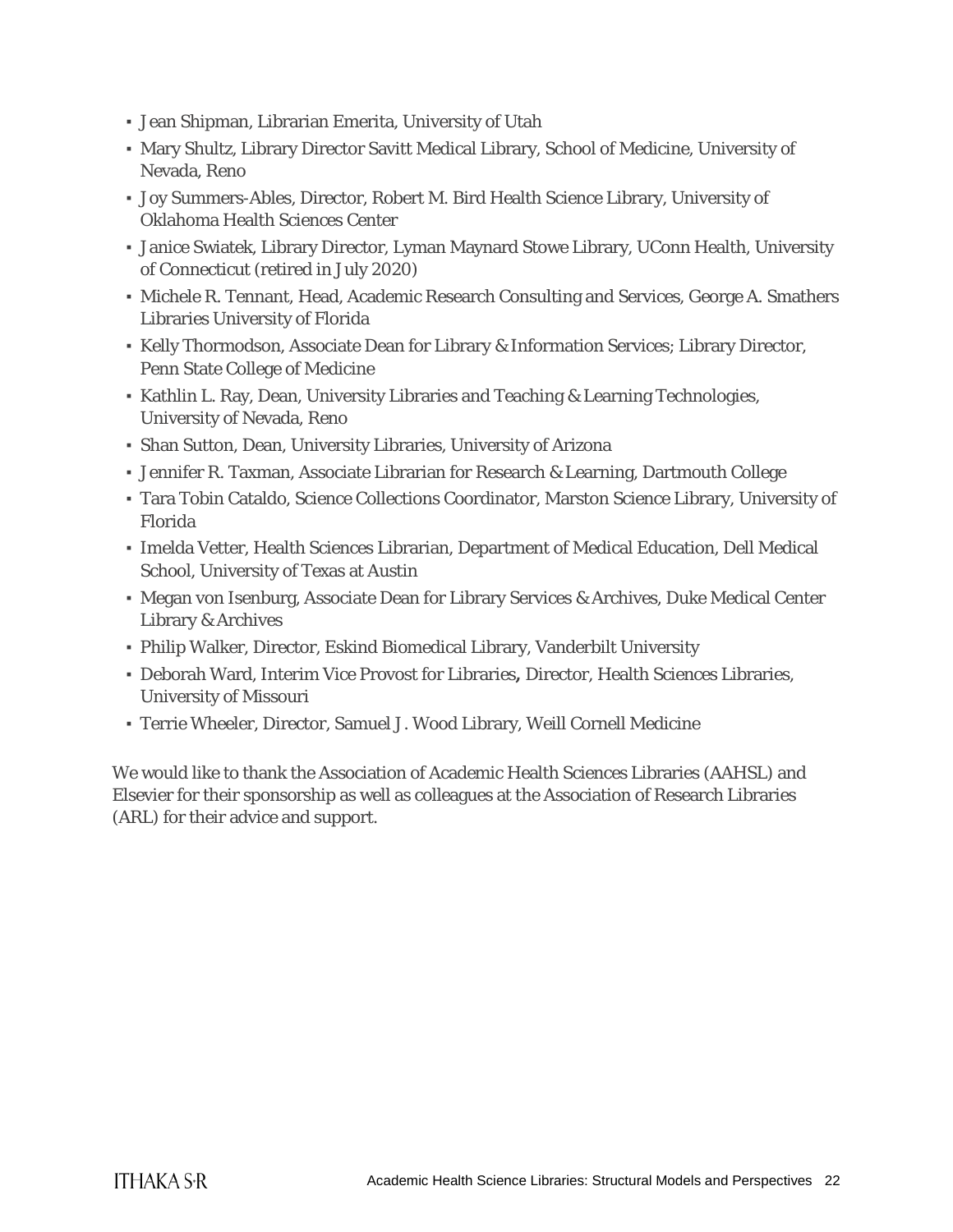- Jean Shipman, Librarian Emerita, University of Utah
- Mary Shultz, Library Director Savitt Medical Library, School of Medicine, University of Nevada, Reno
- Joy Summers-Ables, Director, Robert M. Bird Health Science Library, University of Oklahoma Health Sciences Center
- Janice Swiatek, Library Director, Lyman Maynard Stowe Library, UConn Health, University of Connecticut (retired in July 2020)
- Michele R. Tennant, Head, Academic Research Consulting and Services, George A. Smathers Libraries University of Florida
- Kelly Thormodson, Associate Dean for Library & Information Services; Library Director, Penn State College of Medicine
- Kathlin L. Ray, Dean, University Libraries and Teaching & Learning Technologies, University of Nevada, Reno
- Shan Sutton, Dean, University Libraries, University of Arizona
- Jennifer R. Taxman, Associate Librarian for Research & Learning, Dartmouth College
- Tara Tobin Cataldo, Science Collections Coordinator, Marston Science Library, University of Florida
- Imelda Vetter, Health Sciences Librarian, Department of Medical Education, Dell Medical School, University of Texas at Austin
- Megan von Isenburg, Associate Dean for Library Services & Archives, Duke Medical Center Library & Archives
- Philip Walker, Director, Eskind Biomedical Library, Vanderbilt University
- Deborah Ward, Interim Vice Provost for Libraries**,** Director, Health Sciences Libraries, University of Missouri
- Terrie Wheeler, Director, Samuel J. Wood Library, Weill Cornell Medicine

We would like to thank the Association of Academic Health Sciences Libraries (AAHSL) and Elsevier for their sponsorship as well as colleagues at the Association of Research Libraries (ARL) for their advice and support.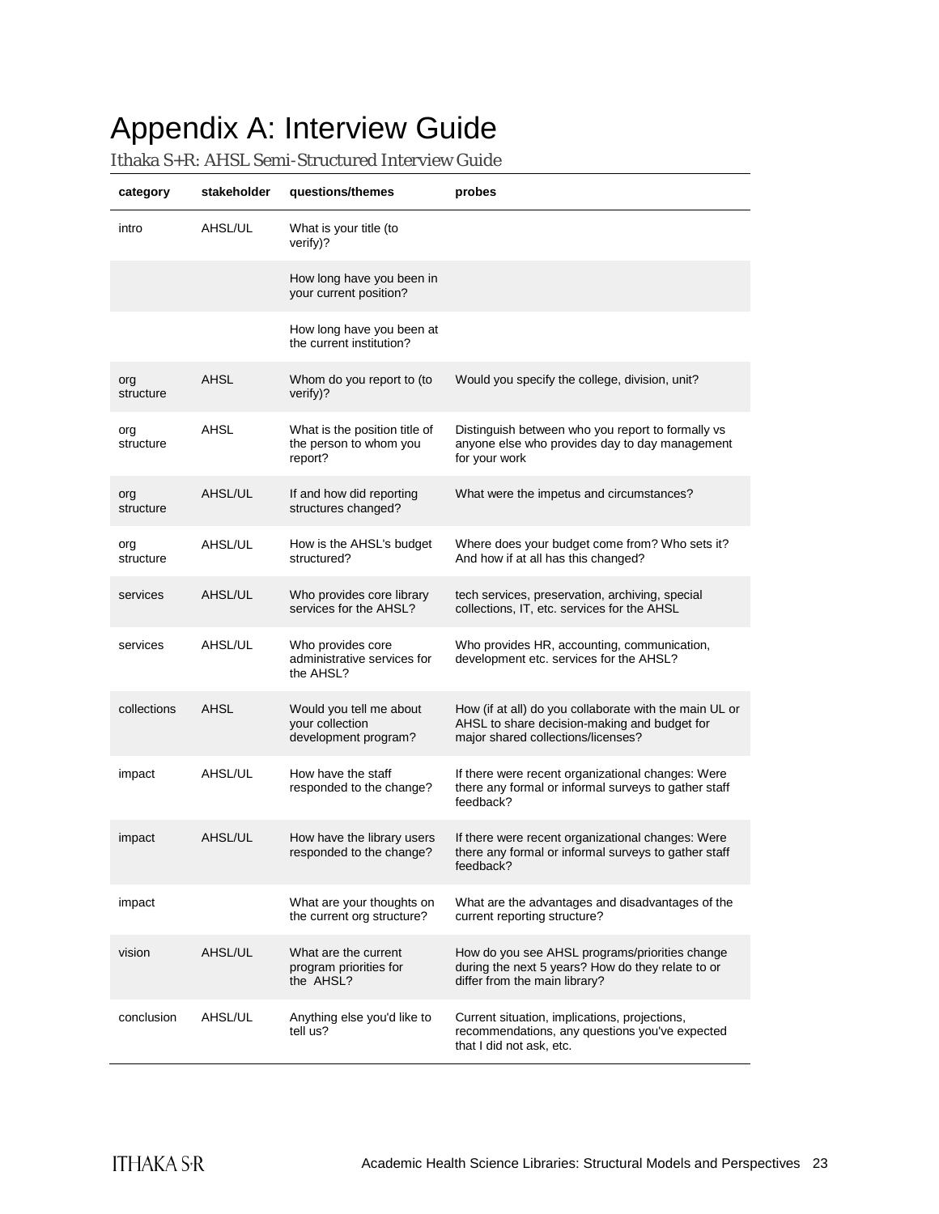# Appendix A: Interview Guide

*Ithaka S+R: AHSL Semi-Structured Interview Guide*

| category | stakeholder | questions/themes | probes |
| --- | --- | --- | --- |
| intro | AHSL/UL | What is your title (to verify)? | |
| | | How long have you been in your current position? | |
| | | How long have you been at the current institution? | |
| org structure | AHSL | Whom do you report to (to verify)? | Would you specify the college, division, unit? |
| org structure | AHSL | What is the position title of the person to whom you report? | Distinguish between who you report to formally vs anyone else who provides day to day management for your work |
| org structure | AHSL/UL | If and how did reporting structures changed? | What were the impetus and circumstances? |
| org structure | AHSL/UL | How is the AHSL's budget structured? | Where does your budget come from? Who sets it? And how if at all has this changed? |
| services | AHSL/UL | Who provides core library services for the AHSL? | tech services, preservation, archiving, special collections, IT, etc. services for the AHSL |
| services | AHSL/UL | Who provides core administrative services for the AHSL? | Who provides HR, accounting, communication, development etc. services for the AHSL? |
| collections | AHSL | Would you tell me about your collection development program? | How (if at all) do you collaborate with the main UL or AHSL to share decision-making and budget for major shared collections/licenses? |
| impact | AHSL/UL | How have the staff responded to the change? | If there were recent organizational changes: Were there any formal or informal surveys to gather staff feedback? |
| impact | AHSL/UL | How have the library users responded to the change? | If there were recent organizational changes: Were there any formal or informal surveys to gather staff feedback? |
| impact | | What are your thoughts on the current org structure? | What are the advantages and disadvantages of the current reporting structure? |
| vision | AHSL/UL | What are the current program priorities for the AHSL? | How do you see AHSL programs/priorities change during the next 5 years? How do they relate to or differ from the main library? |
| conclusion | AHSL/UL | Anything else you'd like to tell us? | Current situation, implications, projections, recommendations, any questions you've expected that I did not ask, etc. |